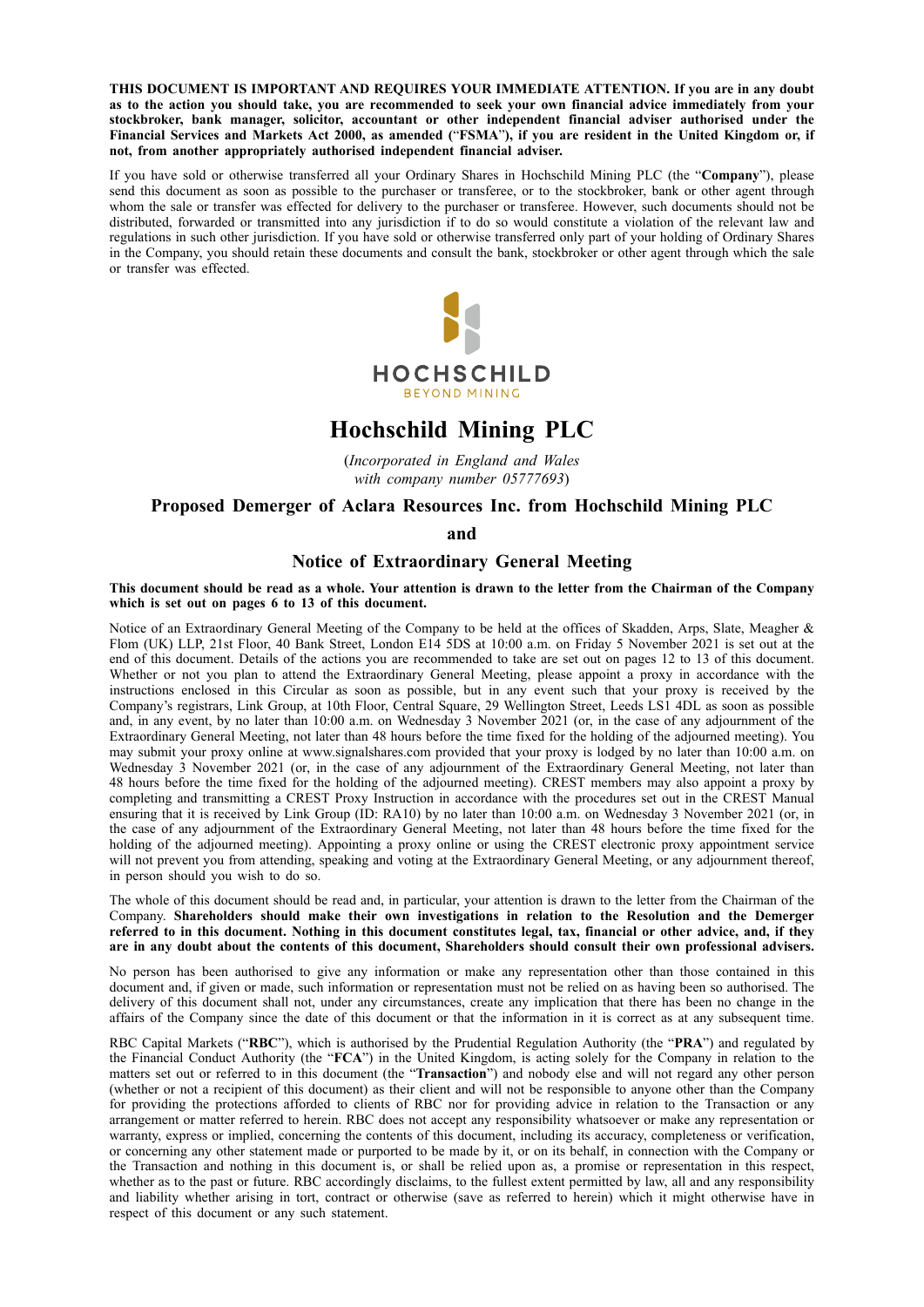**THIS DOCUMENT IS IMPORTANT AND REQUIRES YOUR IMMEDIATE ATTENTION. If you are in any doubt as to the action you should take, you are recommended to seek your own financial advice immediately from your stockbroker, bank manager, solicitor, accountant or other independent financial adviser authorised under the Financial Services and Markets Act 2000, as amended ("FSMA"), if you are resident in the United Kingdom or, if not, from another appropriately authorised independent financial adviser.**

If you have sold or otherwise transferred all your Ordinary Shares in Hochschild Mining PLC (the "**Company**"), please send this document as soon as possible to the purchaser or transferee, or to the stockbroker, bank or other agent through whom the sale or transfer was effected for delivery to the purchaser or transferee. However, such documents should not be distributed, forwarded or transmitted into any jurisdiction if to do so would constitute a violation of the relevant law and regulations in such other jurisdiction. If you have sold or otherwise transferred only part of your holding of Ordinary Shares in the Company, you should retain these documents and consult the bank, stockbroker or other agent through which the sale or transfer was effected.

HOCHSCHILD
BEYOND MINING

# Hochschild Mining PLC

(*Incorporated in England and Wales with company number 05777693*)

## Proposed Demerger of Aclara Resources Inc. from Hochschild Mining PLC

## and

## Notice of Extraordinary General Meeting

**This document should be read as a whole. Your attention is drawn to the letter from the Chairman of the Company which is set out on pages 6 to 13 of this document.**

Notice of an Extraordinary General Meeting of the Company to be held at the offices of Skadden, Arps, Slate, Meagher & Flom (UK) LLP, 21st Floor, 40 Bank Street, London E14 5DS at 10:00 a.m. on Friday 5 November 2021 is set out at the end of this document. Details of the actions you are recommended to take are set out on pages 12 to 13 of this document. Whether or not you plan to attend the Extraordinary General Meeting, please appoint a proxy in accordance with the instructions enclosed in this Circular as soon as possible, but in any event such that your proxy is received by the Company's registrars, Link Group, at 10th Floor, Central Square, 29 Wellington Street, Leeds LS1 4DL as soon as possible and, in any event, by no later than 10:00 a.m. on Wednesday 3 November 2021 (or, in the case of any adjournment of the Extraordinary General Meeting, not later than 48 hours before the time fixed for the holding of the adjourned meeting). You may submit your proxy online at www.signalshares.com provided that your proxy is lodged by no later than 10:00 a.m. on Wednesday 3 November 2021 (or, in the case of any adjournment of the Extraordinary General Meeting, not later than 48 hours before the time fixed for the holding of the adjourned meeting). CREST members may also appoint a proxy by completing and transmitting a CREST Proxy Instruction in accordance with the procedures set out in the CREST Manual ensuring that it is received by Link Group (ID: RA10) by no later than 10:00 a.m. on Wednesday 3 November 2021 (or, in the case of any adjournment of the Extraordinary General Meeting, not later than 48 hours before the time fixed for the holding of the adjourned meeting). Appointing a proxy online or using the CREST electronic proxy appointment service will not prevent you from attending, speaking and voting at the Extraordinary General Meeting, or any adjournment thereof, in person should you wish to do so.

The whole of this document should be read and, in particular, your attention is drawn to the letter from the Chairman of the Company. **Shareholders should make their own investigations in relation to the Resolution and the Demerger referred to in this document. Nothing in this document constitutes legal, tax, financial or other advice, and, if they are in any doubt about the contents of this document, Shareholders should consult their own professional advisers.**

No person has been authorised to give any information or make any representation other than those contained in this document and, if given or made, such information or representation must not be relied on as having been so authorised. The delivery of this document shall not, under any circumstances, create any implication that there has been no change in the affairs of the Company since the date of this document or that the information in it is correct as at any subsequent time.

RBC Capital Markets ("**RBC**"), which is authorised by the Prudential Regulation Authority (the "**PRA**") and regulated by the Financial Conduct Authority (the "**FCA**") in the United Kingdom, is acting solely for the Company in relation to the matters set out or referred to in this document (the "**Transaction**") and nobody else and will not regard any other person (whether or not a recipient of this document) as their client and will not be responsible to anyone other than the Company for providing the protections afforded to clients of RBC nor for providing advice in relation to the Transaction or any arrangement or matter referred to herein. RBC does not accept any responsibility whatsoever or make any representation or warranty, express or implied, concerning the contents of this document, including its accuracy, completeness or verification, or concerning any other statement made or purported to be made by it, or on its behalf, in connection with the Company or the Transaction and nothing in this document is, or shall be relied upon as, a promise or representation in this respect, whether as to the past or future. RBC accordingly disclaims, to the fullest extent permitted by law, all and any responsibility and liability whether arising in tort, contract or otherwise (save as referred to herein) which it might otherwise have in respect of this document or any such statement.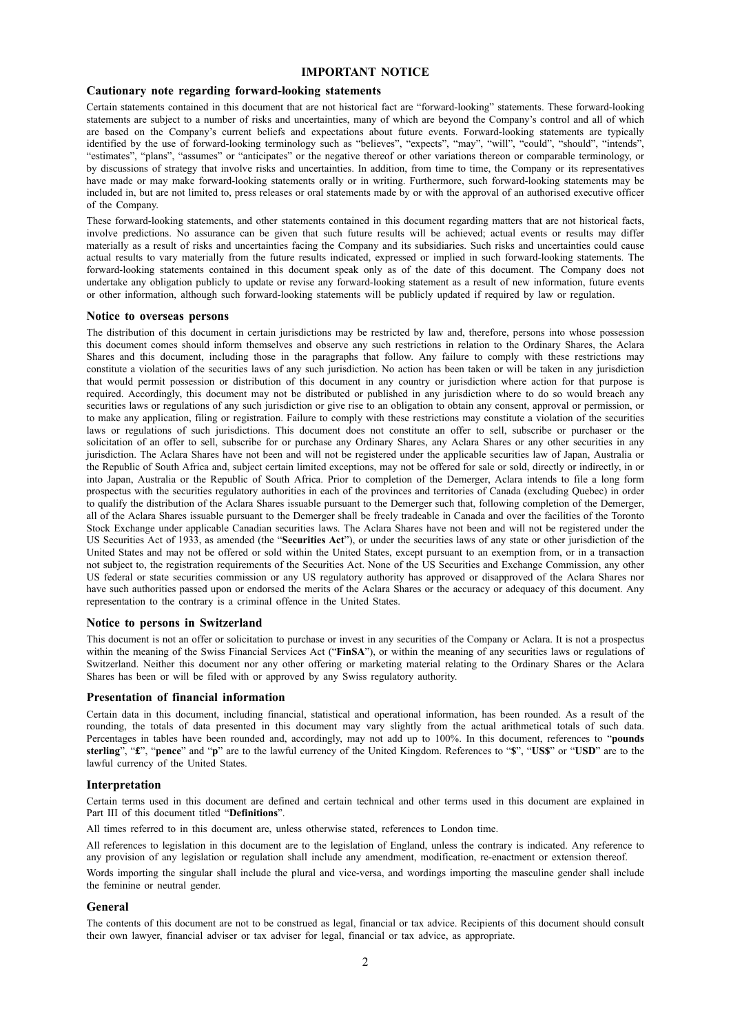# IMPORTANT NOTICE

## Cautionary note regarding forward-looking statements

Certain statements contained in this document that are not historical fact are "forward-looking" statements. These forward-looking statements are subject to a number of risks and uncertainties, many of which are beyond the Company's control and all of which are based on the Company's current beliefs and expectations about future events. Forward-looking statements are typically identified by the use of forward-looking terminology such as "believes", "expects", "may", "will", "could", "should", "intends", "estimates", "plans", "assumes" or "anticipates" or the negative thereof or other variations thereon or comparable terminology, or by discussions of strategy that involve risks and uncertainties. In addition, from time to time, the Company or its representatives have made or may make forward-looking statements orally or in writing. Furthermore, such forward-looking statements may be included in, but are not limited to, press releases or oral statements made by or with the approval of an authorised executive officer of the Company.

These forward-looking statements, and other statements contained in this document regarding matters that are not historical facts, involve predictions. No assurance can be given that such future results will be achieved; actual events or results may differ materially as a result of risks and uncertainties facing the Company and its subsidiaries. Such risks and uncertainties could cause actual results to vary materially from the future results indicated, expressed or implied in such forward-looking statements. The forward-looking statements contained in this document speak only as of the date of this document. The Company does not undertake any obligation publicly to update or revise any forward-looking statement as a result of new information, future events or other information, although such forward-looking statements will be publicly updated if required by law or regulation.

## Notice to overseas persons

The distribution of this document in certain jurisdictions may be restricted by law and, therefore, persons into whose possession this document comes should inform themselves and observe any such restrictions in relation to the Ordinary Shares, the Aclara Shares and this document, including those in the paragraphs that follow. Any failure to comply with these restrictions may constitute a violation of the securities laws of any such jurisdiction. No action has been taken or will be taken in any jurisdiction that would permit possession or distribution of this document in any country or jurisdiction where action for that purpose is required. Accordingly, this document may not be distributed or published in any jurisdiction where to do so would breach any securities laws or regulations of any such jurisdiction or give rise to an obligation to obtain any consent, approval or permission, or to make any application, filing or registration. Failure to comply with these restrictions may constitute a violation of the securities laws or regulations of such jurisdictions. This document does not constitute an offer to sell, subscribe or purchaser or the solicitation of an offer to sell, subscribe for or purchase any Ordinary Shares, any Aclara Shares or any other securities in any jurisdiction. The Aclara Shares have not been and will not be registered under the applicable securities law of Japan, Australia or the Republic of South Africa and, subject certain limited exceptions, may not be offered for sale or sold, directly or indirectly, in or into Japan, Australia or the Republic of South Africa. Prior to completion of the Demerger, Aclara intends to file a long form prospectus with the securities regulatory authorities in each of the provinces and territories of Canada (excluding Quebec) in order to qualify the distribution of the Aclara Shares issuable pursuant to the Demerger such that, following completion of the Demerger, all of the Aclara Shares issuable pursuant to the Demerger shall be freely tradeable in Canada and over the facilities of the Toronto Stock Exchange under applicable Canadian securities laws. The Aclara Shares have not been and will not be registered under the US Securities Act of 1933, as amended (the "**Securities Act**"), or under the securities laws of any state or other jurisdiction of the United States and may not be offered or sold within the United States, except pursuant to an exemption from, or in a transaction not subject to, the registration requirements of the Securities Act. None of the US Securities and Exchange Commission, any other US federal or state securities commission or any US regulatory authority has approved or disapproved of the Aclara Shares nor have such authorities passed upon or endorsed the merits of the Aclara Shares or the accuracy or adequacy of this document. Any representation to the contrary is a criminal offence in the United States.

## Notice to persons in Switzerland

This document is not an offer or solicitation to purchase or invest in any securities of the Company or Aclara. It is not a prospectus within the meaning of the Swiss Financial Services Act ("**FinSA**"), or within the meaning of any securities laws or regulations of Switzerland. Neither this document nor any other offering or marketing material relating to the Ordinary Shares or the Aclara Shares has been or will be filed with or approved by any Swiss regulatory authority.

## Presentation of financial information

Certain data in this document, including financial, statistical and operational information, has been rounded. As a result of the rounding, the totals of data presented in this document may vary slightly from the actual arithmetical totals of such data. Percentages in tables have been rounded and, accordingly, may not add up to 100%. In this document, references to "**pounds sterling**", "**£**", "**pence**" and "**p**" are to the lawful currency of the United Kingdom. References to "**$**", "**US$**" or "**USD**" are to the lawful currency of the United States.

## Interpretation

Certain terms used in this document are defined and certain technical and other terms used in this document are explained in Part III of this document titled "**Definitions**".

All times referred to in this document are, unless otherwise stated, references to London time.

All references to legislation in this document are to the legislation of England, unless the contrary is indicated. Any reference to any provision of any legislation or regulation shall include any amendment, modification, re-enactment or extension thereof.

Words importing the singular shall include the plural and vice-versa, and wordings importing the masculine gender shall include the feminine or neutral gender.

## General

The contents of this document are not to be construed as legal, financial or tax advice. Recipients of this document should consult their own lawyer, financial adviser or tax adviser for legal, financial or tax advice, as appropriate.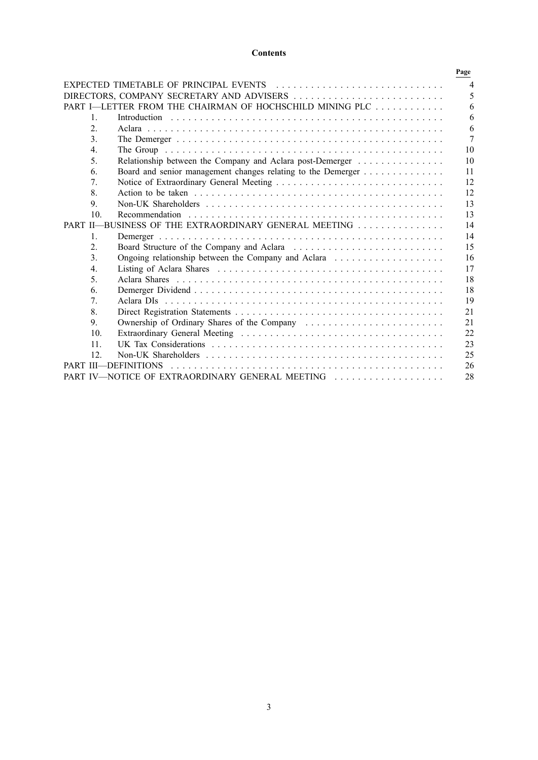**Contents**

| | | Page |
|---|---|---|
| EXPECTED TIMETABLE OF PRINCIPAL EVENTS | | 4 |
| DIRECTORS, COMPANY SECRETARY AND ADVISERS | | 5 |
| PART I—LETTER FROM THE CHAIRMAN OF HOCHSCHILD MINING PLC | | 6 |
| 1. | Introduction | 6 |
| 2. | Aclara | 6 |
| 3. | The Demerger | 7 |
| 4. | The Group | 10 |
| 5. | Relationship between the Company and Aclara post-Demerger | 10 |
| 6. | Board and senior management changes relating to the Demerger | 11 |
| 7. | Notice of Extraordinary General Meeting | 12 |
| 8. | Action to be taken | 12 |
| 9. | Non-UK Shareholders | 13 |
| 10. | Recommendation | 13 |
| PART II—BUSINESS OF THE EXTRAORDINARY GENERAL MEETING | | 14 |
| 1. | Demerger | 14 |
| 2. | Board Structure of the Company and Aclara | 15 |
| 3. | Ongoing relationship between the Company and Aclara | 16 |
| 4. | Listing of Aclara Shares | 17 |
| 5. | Aclara Shares | 18 |
| 6. | Demerger Dividend | 18 |
| 7. | Aclara DIs | 19 |
| 8. | Direct Registration Statements | 21 |
| 9. | Ownership of Ordinary Shares of the Company | 21 |
| 10. | Extraordinary General Meeting | 22 |
| 11. | UK Tax Considerations | 23 |
| 12. | Non-UK Shareholders | 25 |
| PART III—DEFINITIONS | | 26 |
| PART IV—NOTICE OF EXTRAORDINARY GENERAL MEETING | | 28 |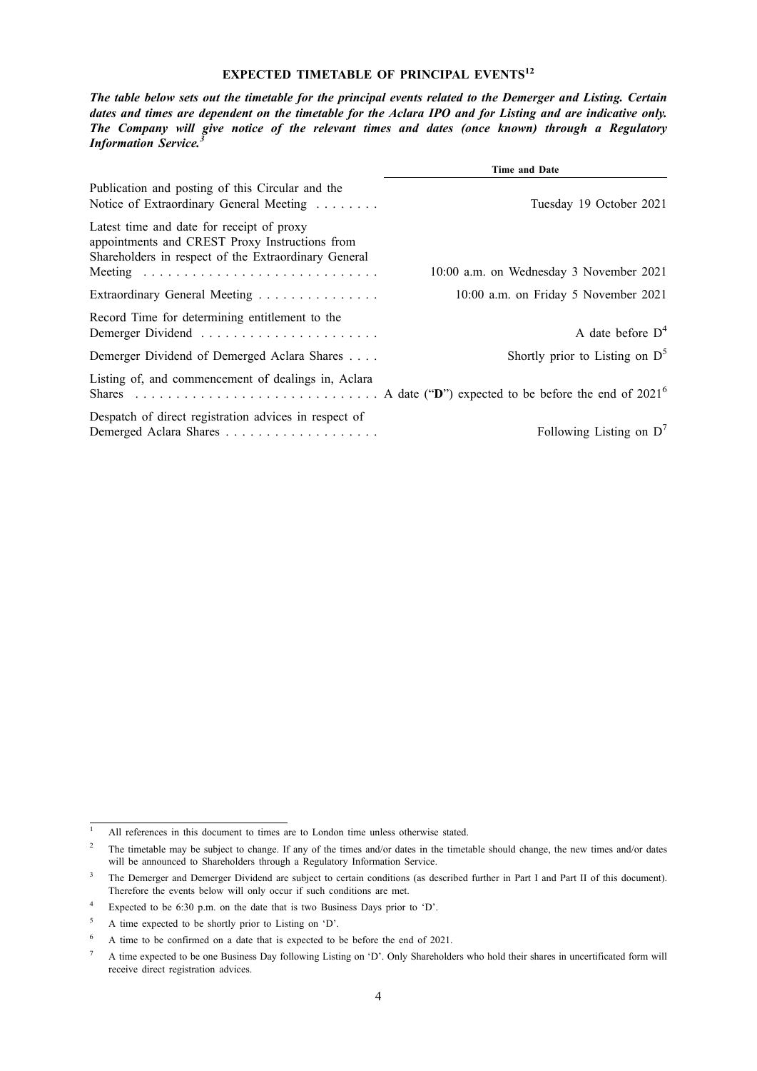## EXPECTED TIMETABLE OF PRINCIPAL EVENTS[1,2]

***The table below sets out the timetable for the principal events related to the Demerger and Listing. Certain dates and times are dependent on the timetable for the Aclara IPO and for Listing and are indicative only. The Company will give notice of the relevant times and dates (once known) through a Regulatory Information Service.[3]***

| | Time and Date |
|---|---|
| Publication and posting of this Circular and the Notice of Extraordinary General Meeting | Tuesday 19 October 2021 |
| Latest time and date for receipt of proxy appointments and CREST Proxy Instructions from Shareholders in respect of the Extraordinary General Meeting | 10:00 a.m. on Wednesday 3 November 2021 |
| Extraordinary General Meeting | 10:00 a.m. on Friday 5 November 2021 |
| Record Time for determining entitlement to the Demerger Dividend | A date before D[4] |
| Demerger Dividend of Demerged Aclara Shares | Shortly prior to Listing on D[5] |
| Listing of, and commencement of dealings in, Aclara Shares | A date ("**D**") expected to be before the end of 2021[6] |
| Despatch of direct registration advices in respect of Demerged Aclara Shares | Following Listing on D[7] |

---

[1] All references in this document to times are to London time unless otherwise stated.

[2] The timetable may be subject to change. If any of the times and/or dates in the timetable should change, the new times and/or dates will be announced to Shareholders through a Regulatory Information Service.

[3] The Demerger and Demerger Dividend are subject to certain conditions (as described further in Part I and Part II of this document). Therefore the events below will only occur if such conditions are met.

[4] Expected to be 6:30 p.m. on the date that is two Business Days prior to 'D'.

[5] A time expected to be shortly prior to Listing on 'D'.

[6] A time to be confirmed on a date that is expected to be before the end of 2021.

[7] A time expected to be one Business Day following Listing on 'D'. Only Shareholders who hold their shares in uncertificated form will receive direct registration advices.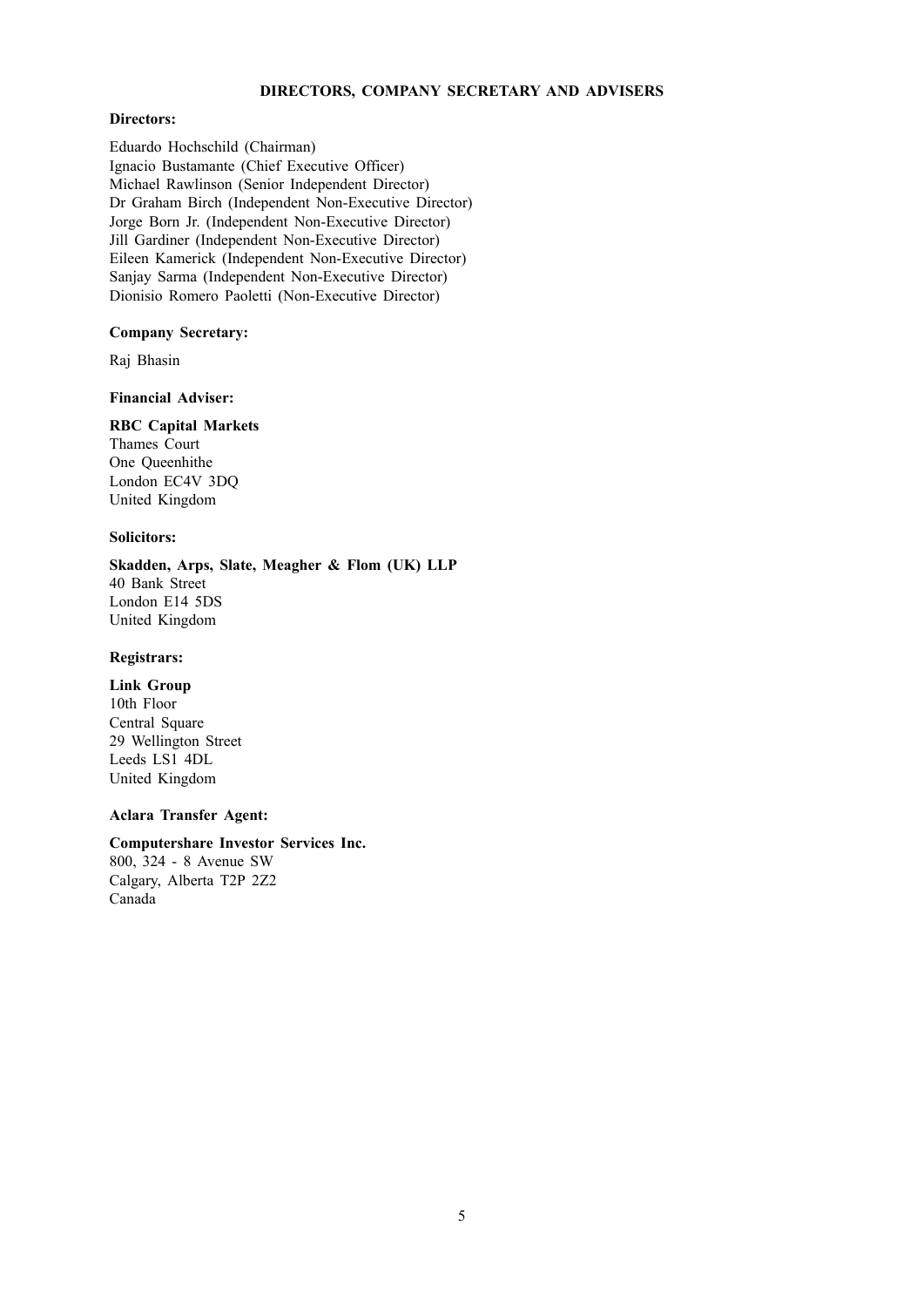# DIRECTORS, COMPANY SECRETARY AND ADVISERS

**Directors:**

Eduardo Hochschild (Chairman)
Ignacio Bustamante (Chief Executive Officer)
Michael Rawlinson (Senior Independent Director)
Dr Graham Birch (Independent Non-Executive Director)
Jorge Born Jr. (Independent Non-Executive Director)
Jill Gardiner (Independent Non-Executive Director)
Eileen Kamerick (Independent Non-Executive Director)
Sanjay Sarma (Independent Non-Executive Director)
Dionisio Romero Paoletti (Non-Executive Director)

**Company Secretary:**

Raj Bhasin

**Financial Adviser:**

**RBC Capital Markets**
Thames Court
One Queenhithe
London EC4V 3DQ
United Kingdom

**Solicitors:**

**Skadden, Arps, Slate, Meagher & Flom (UK) LLP**
40 Bank Street
London E14 5DS
United Kingdom

**Registrars:**

**Link Group**
10th Floor
Central Square
29 Wellington Street
Leeds LS1 4DL
United Kingdom

**Aclara Transfer Agent:**

**Computershare Investor Services Inc.**
800, 324 - 8 Avenue SW
Calgary, Alberta T2P 2Z2
Canada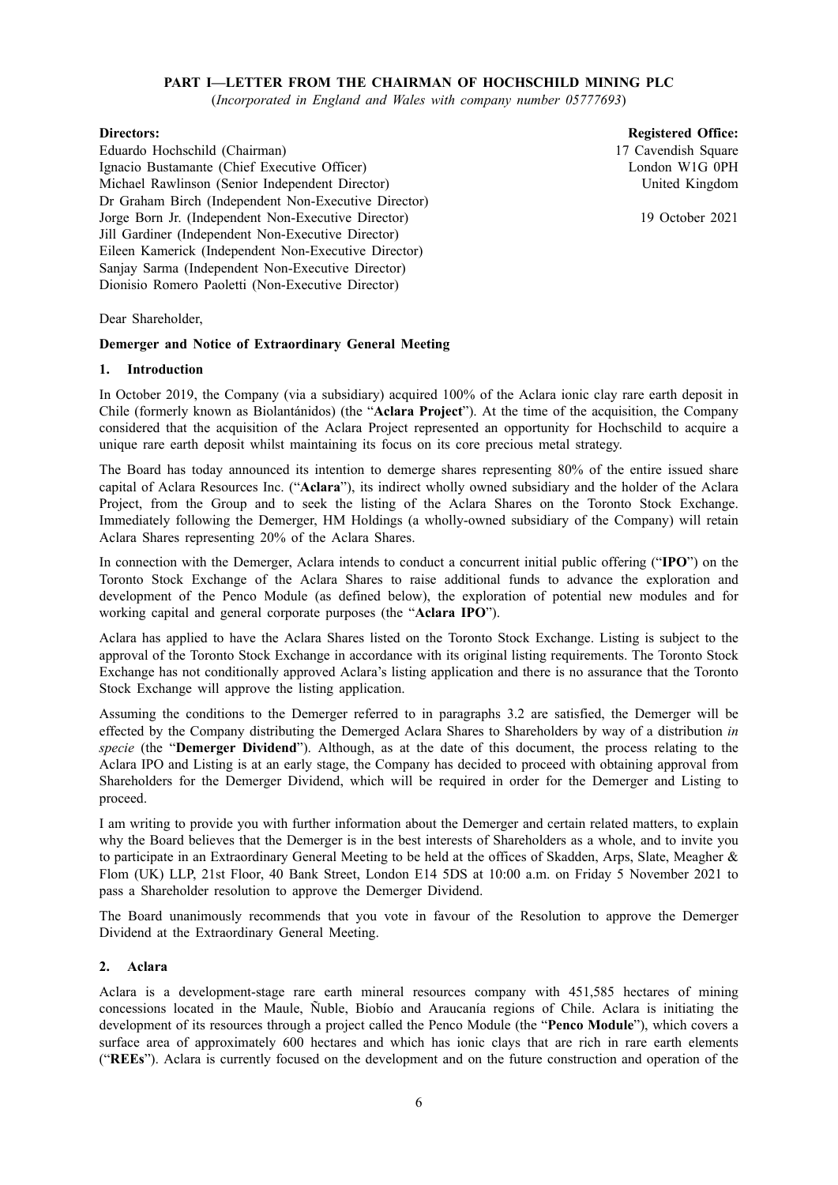# PART I—LETTER FROM THE CHAIRMAN OF HOCHSCHILD MINING PLC

(*Incorporated in England and Wales with company number 05777693*)

| **Directors:** | **Registered Office:** |
|---|---|
| Eduardo Hochschild (Chairman) | 17 Cavendish Square |
| Ignacio Bustamante (Chief Executive Officer) | London W1G 0PH |
| Michael Rawlinson (Senior Independent Director) | United Kingdom |
| Dr Graham Birch (Independent Non-Executive Director) | |
| Jorge Born Jr. (Independent Non-Executive Director) | 19 October 2021 |
| Jill Gardiner (Independent Non-Executive Director) | |
| Eileen Kamerick (Independent Non-Executive Director) | |
| Sanjay Sarma (Independent Non-Executive Director) | |
| Dionisio Romero Paoletti (Non-Executive Director) | |

Dear Shareholder,

**Demerger and Notice of Extraordinary General Meeting**

## 1. Introduction

In October 2019, the Company (via a subsidiary) acquired 100% of the Aclara ionic clay rare earth deposit in Chile (formerly known as Biolantánidos) (the "**Aclara Project**"). At the time of the acquisition, the Company considered that the acquisition of the Aclara Project represented an opportunity for Hochschild to acquire a unique rare earth deposit whilst maintaining its focus on its core precious metal strategy.

The Board has today announced its intention to demerge shares representing 80% of the entire issued share capital of Aclara Resources Inc. ("**Aclara**"), its indirect wholly owned subsidiary and the holder of the Aclara Project, from the Group and to seek the listing of the Aclara Shares on the Toronto Stock Exchange. Immediately following the Demerger, HM Holdings (a wholly-owned subsidiary of the Company) will retain Aclara Shares representing 20% of the Aclara Shares.

In connection with the Demerger, Aclara intends to conduct a concurrent initial public offering ("**IPO**") on the Toronto Stock Exchange of the Aclara Shares to raise additional funds to advance the exploration and development of the Penco Module (as defined below), the exploration of potential new modules and for working capital and general corporate purposes (the "**Aclara IPO**").

Aclara has applied to have the Aclara Shares listed on the Toronto Stock Exchange. Listing is subject to the approval of the Toronto Stock Exchange in accordance with its original listing requirements. The Toronto Stock Exchange has not conditionally approved Aclara's listing application and there is no assurance that the Toronto Stock Exchange will approve the listing application.

Assuming the conditions to the Demerger referred to in paragraphs 3.2 are satisfied, the Demerger will be effected by the Company distributing the Demerged Aclara Shares to Shareholders by way of a distribution *in specie* (the "**Demerger Dividend**"). Although, as at the date of this document, the process relating to the Aclara IPO and Listing is at an early stage, the Company has decided to proceed with obtaining approval from Shareholders for the Demerger Dividend, which will be required in order for the Demerger and Listing to proceed.

I am writing to provide you with further information about the Demerger and certain related matters, to explain why the Board believes that the Demerger is in the best interests of Shareholders as a whole, and to invite you to participate in an Extraordinary General Meeting to be held at the offices of Skadden, Arps, Slate, Meagher & Flom (UK) LLP, 21st Floor, 40 Bank Street, London E14 5DS at 10:00 a.m. on Friday 5 November 2021 to pass a Shareholder resolution to approve the Demerger Dividend.

The Board unanimously recommends that you vote in favour of the Resolution to approve the Demerger Dividend at the Extraordinary General Meeting.

## 2. Aclara

Aclara is a development-stage rare earth mineral resources company with 451,585 hectares of mining concessions located in the Maule, Ñuble, Biobío and Araucanía regions of Chile. Aclara is initiating the development of its resources through a project called the Penco Module (the "**Penco Module**"), which covers a surface area of approximately 600 hectares and which has ionic clays that are rich in rare earth elements ("**REEs**"). Aclara is currently focused on the development and on the future construction and operation of the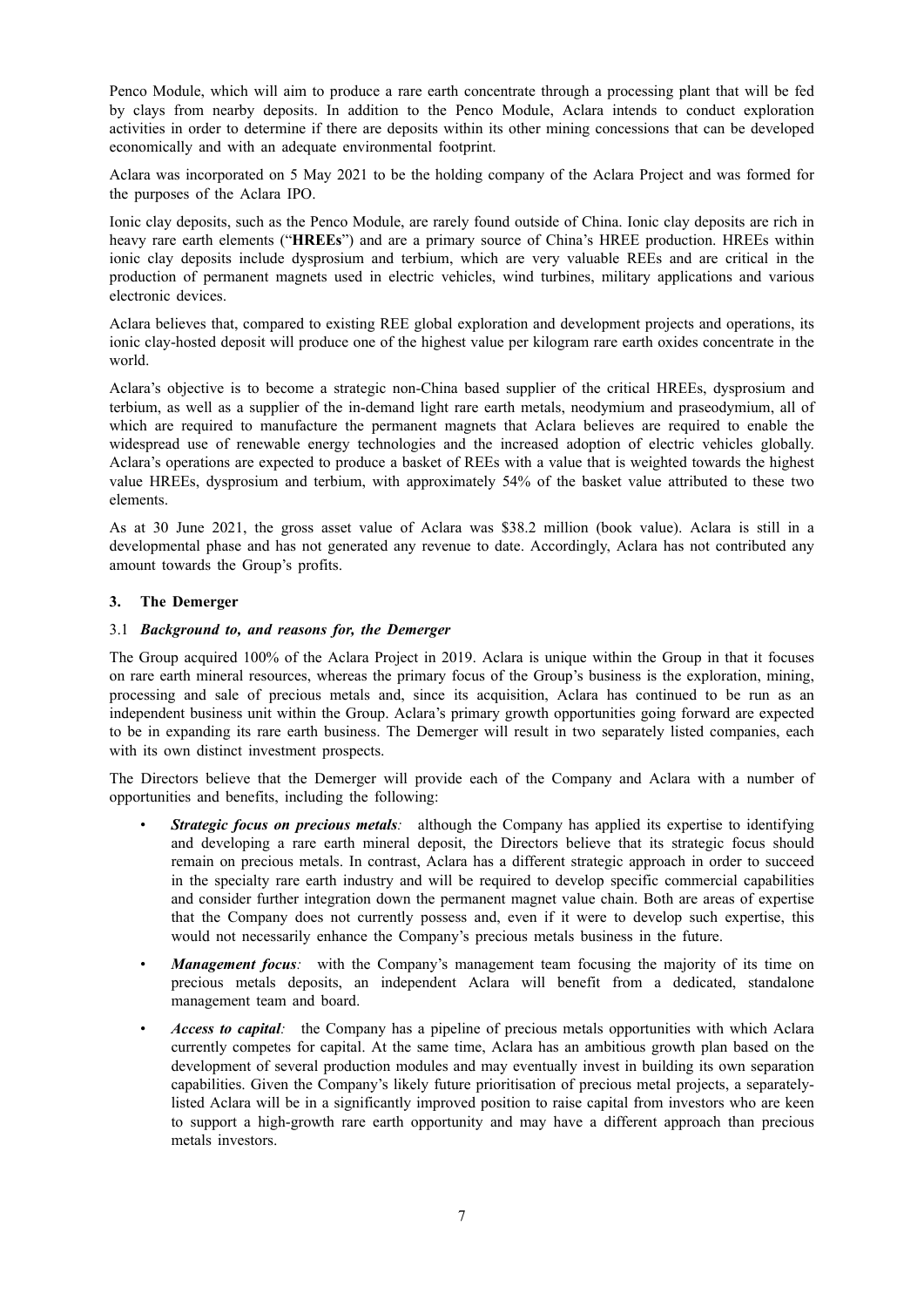Penco Module, which will aim to produce a rare earth concentrate through a processing plant that will be fed by clays from nearby deposits. In addition to the Penco Module, Aclara intends to conduct exploration activities in order to determine if there are deposits within its other mining concessions that can be developed economically and with an adequate environmental footprint.

Aclara was incorporated on 5 May 2021 to be the holding company of the Aclara Project and was formed for the purposes of the Aclara IPO.

Ionic clay deposits, such as the Penco Module, are rarely found outside of China. Ionic clay deposits are rich in heavy rare earth elements ("**HREEs**") and are a primary source of China's HREE production. HREEs within ionic clay deposits include dysprosium and terbium, which are very valuable REEs and are critical in the production of permanent magnets used in electric vehicles, wind turbines, military applications and various electronic devices.

Aclara believes that, compared to existing REE global exploration and development projects and operations, its ionic clay-hosted deposit will produce one of the highest value per kilogram rare earth oxides concentrate in the world.

Aclara's objective is to become a strategic non-China based supplier of the critical HREEs, dysprosium and terbium, as well as a supplier of the in-demand light rare earth metals, neodymium and praseodymium, all of which are required to manufacture the permanent magnets that Aclara believes are required to enable the widespread use of renewable energy technologies and the increased adoption of electric vehicles globally. Aclara's operations are expected to produce a basket of REEs with a value that is weighted towards the highest value HREEs, dysprosium and terbium, with approximately 54% of the basket value attributed to these two elements.

As at 30 June 2021, the gross asset value of Aclara was $38.2 million (book value). Aclara is still in a developmental phase and has not generated any revenue to date. Accordingly, Aclara has not contributed any amount towards the Group's profits.

## 3. The Demerger

### 3.1 *Background to, and reasons for, the Demerger*

The Group acquired 100% of the Aclara Project in 2019. Aclara is unique within the Group in that it focuses on rare earth mineral resources, whereas the primary focus of the Group's business is the exploration, mining, processing and sale of precious metals and, since its acquisition, Aclara has continued to be run as an independent business unit within the Group. Aclara's primary growth opportunities going forward are expected to be in expanding its rare earth business. The Demerger will result in two separately listed companies, each with its own distinct investment prospects.

The Directors believe that the Demerger will provide each of the Company and Aclara with a number of opportunities and benefits, including the following:

- ***Strategic focus on precious metals:*** although the Company has applied its expertise to identifying and developing a rare earth mineral deposit, the Directors believe that its strategic focus should remain on precious metals. In contrast, Aclara has a different strategic approach in order to succeed in the specialty rare earth industry and will be required to develop specific commercial capabilities and consider further integration down the permanent magnet value chain. Both are areas of expertise that the Company does not currently possess and, even if it were to develop such expertise, this would not necessarily enhance the Company's precious metals business in the future.
- ***Management focus:*** with the Company's management team focusing the majority of its time on precious metals deposits, an independent Aclara will benefit from a dedicated, standalone management team and board.
- ***Access to capital:*** the Company has a pipeline of precious metals opportunities with which Aclara currently competes for capital. At the same time, Aclara has an ambitious growth plan based on the development of several production modules and may eventually invest in building its own separation capabilities. Given the Company's likely future prioritisation of precious metal projects, a separately-listed Aclara will be in a significantly improved position to raise capital from investors who are keen to support a high-growth rare earth opportunity and may have a different approach than precious metals investors.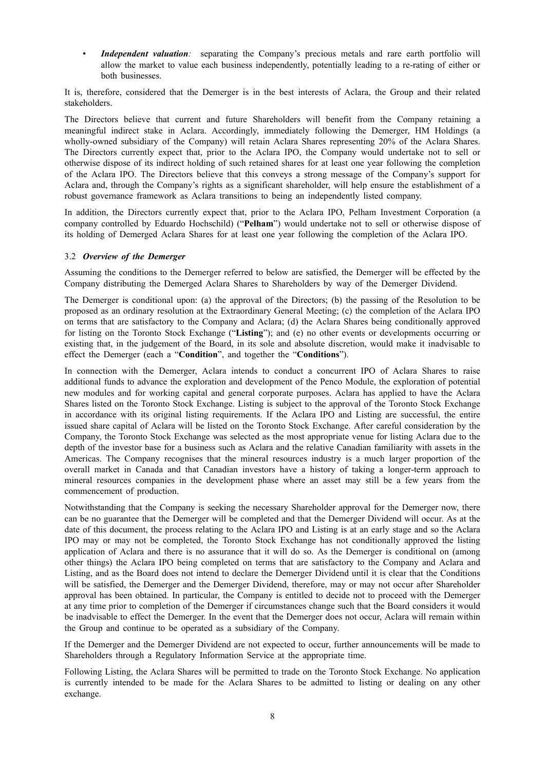- ***Independent valuation**:* separating the Company's precious metals and rare earth portfolio will allow the market to value each business independently, potentially leading to a re-rating of either or both businesses.

It is, therefore, considered that the Demerger is in the best interests of Aclara, the Group and their related stakeholders.

The Directors believe that current and future Shareholders will benefit from the Company retaining a meaningful indirect stake in Aclara. Accordingly, immediately following the Demerger, HM Holdings (a wholly-owned subsidiary of the Company) will retain Aclara Shares representing 20% of the Aclara Shares. The Directors currently expect that, prior to the Aclara IPO, the Company would undertake not to sell or otherwise dispose of its indirect holding of such retained shares for at least one year following the completion of the Aclara IPO. The Directors believe that this conveys a strong message of the Company's support for Aclara and, through the Company's rights as a significant shareholder, will help ensure the establishment of a robust governance framework as Aclara transitions to being an independently listed company.

In addition, the Directors currently expect that, prior to the Aclara IPO, Pelham Investment Corporation (a company controlled by Eduardo Hochschild) ("**Pelham**") would undertake not to sell or otherwise dispose of its holding of Demerged Aclara Shares for at least one year following the completion of the Aclara IPO.

### 3.2 *Overview of the Demerger*

Assuming the conditions to the Demerger referred to below are satisfied, the Demerger will be effected by the Company distributing the Demerged Aclara Shares to Shareholders by way of the Demerger Dividend.

The Demerger is conditional upon: (a) the approval of the Directors; (b) the passing of the Resolution to be proposed as an ordinary resolution at the Extraordinary General Meeting; (c) the completion of the Aclara IPO on terms that are satisfactory to the Company and Aclara; (d) the Aclara Shares being conditionally approved for listing on the Toronto Stock Exchange ("**Listing**"); and (e) no other events or developments occurring or existing that, in the judgement of the Board, in its sole and absolute discretion, would make it inadvisable to effect the Demerger (each a "**Condition**", and together the "**Conditions**").

In connection with the Demerger, Aclara intends to conduct a concurrent IPO of Aclara Shares to raise additional funds to advance the exploration and development of the Penco Module, the exploration of potential new modules and for working capital and general corporate purposes. Aclara has applied to have the Aclara Shares listed on the Toronto Stock Exchange. Listing is subject to the approval of the Toronto Stock Exchange in accordance with its original listing requirements. If the Aclara IPO and Listing are successful, the entire issued share capital of Aclara will be listed on the Toronto Stock Exchange. After careful consideration by the Company, the Toronto Stock Exchange was selected as the most appropriate venue for listing Aclara due to the depth of the investor base for a business such as Aclara and the relative Canadian familiarity with assets in the Americas. The Company recognises that the mineral resources industry is a much larger proportion of the overall market in Canada and that Canadian investors have a history of taking a longer-term approach to mineral resources companies in the development phase where an asset may still be a few years from the commencement of production.

Notwithstanding that the Company is seeking the necessary Shareholder approval for the Demerger now, there can be no guarantee that the Demerger will be completed and that the Demerger Dividend will occur. As at the date of this document, the process relating to the Aclara IPO and Listing is at an early stage and so the Aclara IPO may or may not be completed, the Toronto Stock Exchange has not conditionally approved the listing application of Aclara and there is no assurance that it will do so. As the Demerger is conditional on (among other things) the Aclara IPO being completed on terms that are satisfactory to the Company and Aclara and Listing, and as the Board does not intend to declare the Demerger Dividend until it is clear that the Conditions will be satisfied, the Demerger and the Demerger Dividend, therefore, may or may not occur after Shareholder approval has been obtained. In particular, the Company is entitled to decide not to proceed with the Demerger at any time prior to completion of the Demerger if circumstances change such that the Board considers it would be inadvisable to effect the Demerger. In the event that the Demerger does not occur, Aclara will remain within the Group and continue to be operated as a subsidiary of the Company.

If the Demerger and the Demerger Dividend are not expected to occur, further announcements will be made to Shareholders through a Regulatory Information Service at the appropriate time.

Following Listing, the Aclara Shares will be permitted to trade on the Toronto Stock Exchange. No application is currently intended to be made for the Aclara Shares to be admitted to listing or dealing on any other exchange.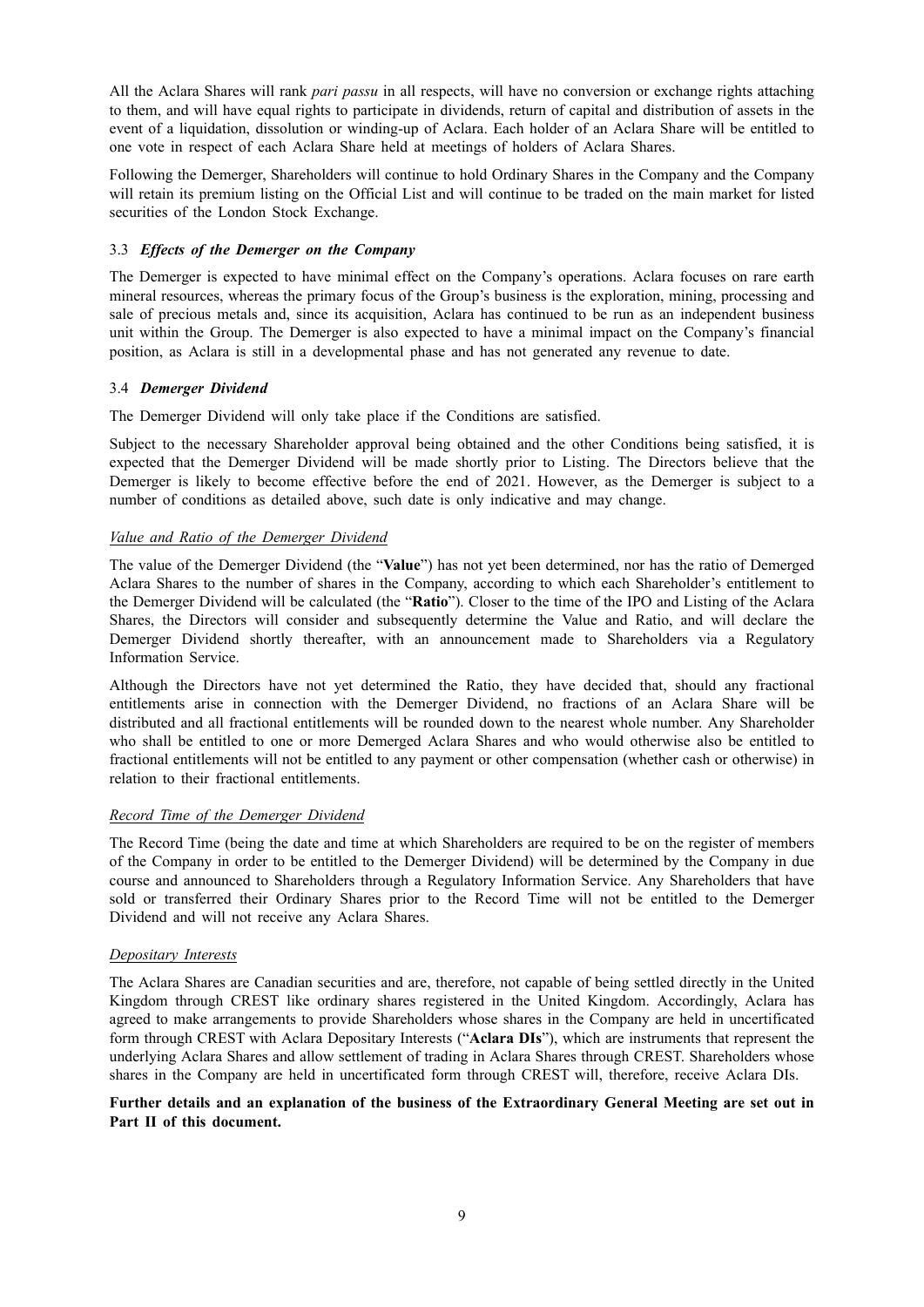All the Aclara Shares will rank *pari passu* in all respects, will have no conversion or exchange rights attaching to them, and will have equal rights to participate in dividends, return of capital and distribution of assets in the event of a liquidation, dissolution or winding-up of Aclara. Each holder of an Aclara Share will be entitled to one vote in respect of each Aclara Share held at meetings of holders of Aclara Shares.

Following the Demerger, Shareholders will continue to hold Ordinary Shares in the Company and the Company will retain its premium listing on the Official List and will continue to be traded on the main market for listed securities of the London Stock Exchange.

### 3.3 *Effects of the Demerger on the Company*

The Demerger is expected to have minimal effect on the Company's operations. Aclara focuses on rare earth mineral resources, whereas the primary focus of the Group's business is the exploration, mining, processing and sale of precious metals and, since its acquisition, Aclara has continued to be run as an independent business unit within the Group. The Demerger is also expected to have a minimal impact on the Company's financial position, as Aclara is still in a developmental phase and has not generated any revenue to date.

### 3.4 *Demerger Dividend*

The Demerger Dividend will only take place if the Conditions are satisfied.

Subject to the necessary Shareholder approval being obtained and the other Conditions being satisfied, it is expected that the Demerger Dividend will be made shortly prior to Listing. The Directors believe that the Demerger is likely to become effective before the end of 2021. However, as the Demerger is subject to a number of conditions as detailed above, such date is only indicative and may change.

*Value and Ratio of the Demerger Dividend*

The value of the Demerger Dividend (the "**Value**") has not yet been determined, nor has the ratio of Demerged Aclara Shares to the number of shares in the Company, according to which each Shareholder's entitlement to the Demerger Dividend will be calculated (the "**Ratio**"). Closer to the time of the IPO and Listing of the Aclara Shares, the Directors will consider and subsequently determine the Value and Ratio, and will declare the Demerger Dividend shortly thereafter, with an announcement made to Shareholders via a Regulatory Information Service.

Although the Directors have not yet determined the Ratio, they have decided that, should any fractional entitlements arise in connection with the Demerger Dividend, no fractions of an Aclara Share will be distributed and all fractional entitlements will be rounded down to the nearest whole number. Any Shareholder who shall be entitled to one or more Demerged Aclara Shares and who would otherwise also be entitled to fractional entitlements will not be entitled to any payment or other compensation (whether cash or otherwise) in relation to their fractional entitlements.

*Record Time of the Demerger Dividend*

The Record Time (being the date and time at which Shareholders are required to be on the register of members of the Company in order to be entitled to the Demerger Dividend) will be determined by the Company in due course and announced to Shareholders through a Regulatory Information Service. Any Shareholders that have sold or transferred their Ordinary Shares prior to the Record Time will not be entitled to the Demerger Dividend and will not receive any Aclara Shares.

*Depositary Interests*

The Aclara Shares are Canadian securities and are, therefore, not capable of being settled directly in the United Kingdom through CREST like ordinary shares registered in the United Kingdom. Accordingly, Aclara has agreed to make arrangements to provide Shareholders whose shares in the Company are held in uncertificated form through CREST with Aclara Depositary Interests ("**Aclara DIs**"), which are instruments that represent the underlying Aclara Shares and allow settlement of trading in Aclara Shares through CREST. Shareholders whose shares in the Company are held in uncertificated form through CREST will, therefore, receive Aclara DIs.

**Further details and an explanation of the business of the Extraordinary General Meeting are set out in Part II of this document.**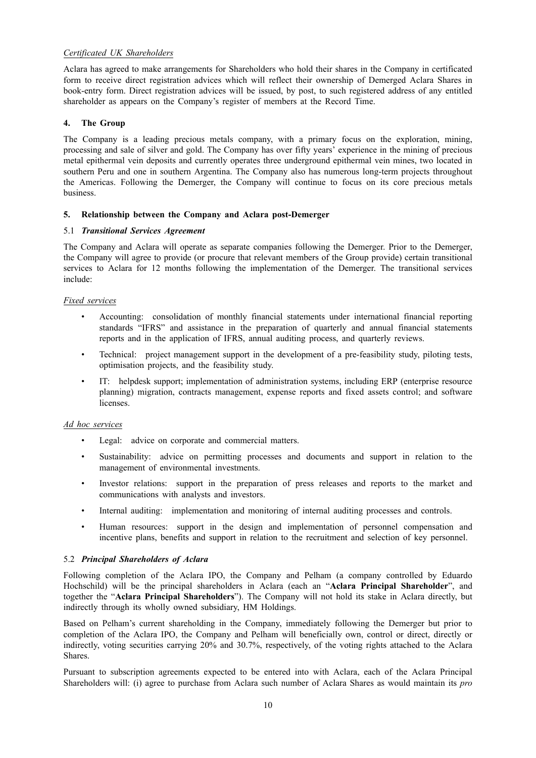*Certificated UK Shareholders*

Aclara has agreed to make arrangements for Shareholders who hold their shares in the Company in certificated form to receive direct registration advices which will reflect their ownership of Demerged Aclara Shares in book-entry form. Direct registration advices will be issued, by post, to such registered address of any entitled shareholder as appears on the Company's register of members at the Record Time.

## 4. The Group

The Company is a leading precious metals company, with a primary focus on the exploration, mining, processing and sale of silver and gold. The Company has over fifty years' experience in the mining of precious metal epithermal vein deposits and currently operates three underground epithermal vein mines, two located in southern Peru and one in southern Argentina. The Company also has numerous long-term projects throughout the Americas. Following the Demerger, the Company will continue to focus on its core precious metals business.

## 5. Relationship between the Company and Aclara post-Demerger

### 5.1 *Transitional Services Agreement*

The Company and Aclara will operate as separate companies following the Demerger. Prior to the Demerger, the Company will agree to provide (or procure that relevant members of the Group provide) certain transitional services to Aclara for 12 months following the implementation of the Demerger. The transitional services include:

*Fixed services*

- Accounting: consolidation of monthly financial statements under international financial reporting standards "IFRS" and assistance in the preparation of quarterly and annual financial statements reports and in the application of IFRS, annual auditing process, and quarterly reviews.
- Technical: project management support in the development of a pre-feasibility study, piloting tests, optimisation projects, and the feasibility study.
- IT: helpdesk support; implementation of administration systems, including ERP (enterprise resource planning) migration, contracts management, expense reports and fixed assets control; and software licenses.

*Ad hoc services*

- Legal: advice on corporate and commercial matters.
- Sustainability: advice on permitting processes and documents and support in relation to the management of environmental investments.
- Investor relations: support in the preparation of press releases and reports to the market and communications with analysts and investors.
- Internal auditing: implementation and monitoring of internal auditing processes and controls.
- Human resources: support in the design and implementation of personnel compensation and incentive plans, benefits and support in relation to the recruitment and selection of key personnel.

### 5.2 *Principal Shareholders of Aclara*

Following completion of the Aclara IPO, the Company and Pelham (a company controlled by Eduardo Hochschild) will be the principal shareholders in Aclara (each an "**Aclara Principal Shareholder**", and together the "**Aclara Principal Shareholders**"). The Company will not hold its stake in Aclara directly, but indirectly through its wholly owned subsidiary, HM Holdings.

Based on Pelham's current shareholding in the Company, immediately following the Demerger but prior to completion of the Aclara IPO, the Company and Pelham will beneficially own, control or direct, directly or indirectly, voting securities carrying 20% and 30.7%, respectively, of the voting rights attached to the Aclara Shares.

Pursuant to subscription agreements expected to be entered into with Aclara, each of the Aclara Principal Shareholders will: (i) agree to purchase from Aclara such number of Aclara Shares as would maintain its *pro*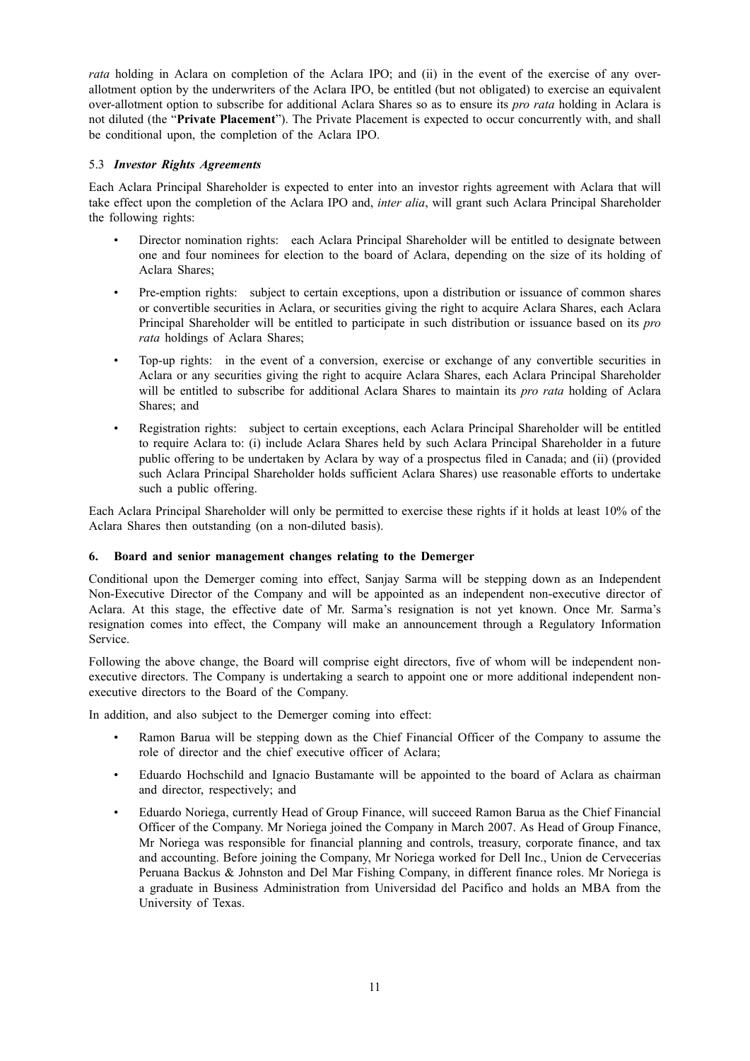*rata* holding in Aclara on completion of the Aclara IPO; and (ii) in the event of the exercise of any over-allotment option by the underwriters of the Aclara IPO, be entitled (but not obligated) to exercise an equivalent over-allotment option to subscribe for additional Aclara Shares so as to ensure its *pro rata* holding in Aclara is not diluted (the "**Private Placement**"). The Private Placement is expected to occur concurrently with, and shall be conditional upon, the completion of the Aclara IPO.

### 5.3 *Investor Rights Agreements*

Each Aclara Principal Shareholder is expected to enter into an investor rights agreement with Aclara that will take effect upon the completion of the Aclara IPO and, *inter alia*, will grant such Aclara Principal Shareholder the following rights:

- Director nomination rights: each Aclara Principal Shareholder will be entitled to designate between one and four nominees for election to the board of Aclara, depending on the size of its holding of Aclara Shares;
- Pre-emption rights: subject to certain exceptions, upon a distribution or issuance of common shares or convertible securities in Aclara, or securities giving the right to acquire Aclara Shares, each Aclara Principal Shareholder will be entitled to participate in such distribution or issuance based on its *pro rata* holdings of Aclara Shares;
- Top-up rights: in the event of a conversion, exercise or exchange of any convertible securities in Aclara or any securities giving the right to acquire Aclara Shares, each Aclara Principal Shareholder will be entitled to subscribe for additional Aclara Shares to maintain its *pro rata* holding of Aclara Shares; and
- Registration rights: subject to certain exceptions, each Aclara Principal Shareholder will be entitled to require Aclara to: (i) include Aclara Shares held by such Aclara Principal Shareholder in a future public offering to be undertaken by Aclara by way of a prospectus filed in Canada; and (ii) (provided such Aclara Principal Shareholder holds sufficient Aclara Shares) use reasonable efforts to undertake such a public offering.

Each Aclara Principal Shareholder will only be permitted to exercise these rights if it holds at least 10% of the Aclara Shares then outstanding (on a non-diluted basis).

## 6. Board and senior management changes relating to the Demerger

Conditional upon the Demerger coming into effect, Sanjay Sarma will be stepping down as an Independent Non-Executive Director of the Company and will be appointed as an independent non-executive director of Aclara. At this stage, the effective date of Mr. Sarma's resignation is not yet known. Once Mr. Sarma's resignation comes into effect, the Company will make an announcement through a Regulatory Information Service.

Following the above change, the Board will comprise eight directors, five of whom will be independent non-executive directors. The Company is undertaking a search to appoint one or more additional independent non-executive directors to the Board of the Company.

In addition, and also subject to the Demerger coming into effect:

- Ramon Barua will be stepping down as the Chief Financial Officer of the Company to assume the role of director and the chief executive officer of Aclara;
- Eduardo Hochschild and Ignacio Bustamante will be appointed to the board of Aclara as chairman and director, respectively; and
- Eduardo Noriega, currently Head of Group Finance, will succeed Ramon Barua as the Chief Financial Officer of the Company. Mr Noriega joined the Company in March 2007. As Head of Group Finance, Mr Noriega was responsible for financial planning and controls, treasury, corporate finance, and tax and accounting. Before joining the Company, Mr Noriega worked for Dell Inc., Union de Cervecerías Peruana Backus & Johnston and Del Mar Fishing Company, in different finance roles. Mr Noriega is a graduate in Business Administration from Universidad del Pacifico and holds an MBA from the University of Texas.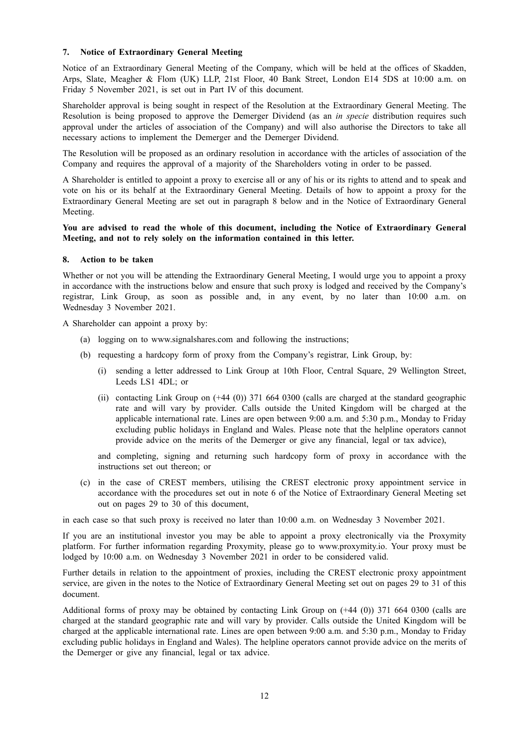## 7. Notice of Extraordinary General Meeting

Notice of an Extraordinary General Meeting of the Company, which will be held at the offices of Skadden, Arps, Slate, Meagher & Flom (UK) LLP, 21st Floor, 40 Bank Street, London E14 5DS at 10:00 a.m. on Friday 5 November 2021, is set out in Part IV of this document.

Shareholder approval is being sought in respect of the Resolution at the Extraordinary General Meeting. The Resolution is being proposed to approve the Demerger Dividend (as an *in specie* distribution requires such approval under the articles of association of the Company) and will also authorise the Directors to take all necessary actions to implement the Demerger and the Demerger Dividend.

The Resolution will be proposed as an ordinary resolution in accordance with the articles of association of the Company and requires the approval of a majority of the Shareholders voting in order to be passed.

A Shareholder is entitled to appoint a proxy to exercise all or any of his or its rights to attend and to speak and vote on his or its behalf at the Extraordinary General Meeting. Details of how to appoint a proxy for the Extraordinary General Meeting are set out in paragraph 8 below and in the Notice of Extraordinary General Meeting.

**You are advised to read the whole of this document, including the Notice of Extraordinary General Meeting, and not to rely solely on the information contained in this letter.**

## 8. Action to be taken

Whether or not you will be attending the Extraordinary General Meeting, I would urge you to appoint a proxy in accordance with the instructions below and ensure that such proxy is lodged and received by the Company's registrar, Link Group, as soon as possible and, in any event, by no later than 10:00 a.m. on Wednesday 3 November 2021.

A Shareholder can appoint a proxy by:

(a) logging on to www.signalshares.com and following the instructions;

(b) requesting a hardcopy form of proxy from the Company's registrar, Link Group, by:

  (i) sending a letter addressed to Link Group at 10th Floor, Central Square, 29 Wellington Street, Leeds LS1 4DL; or

  (ii) contacting Link Group on (+44 (0)) 371 664 0300 (calls are charged at the standard geographic rate and will vary by provider. Calls outside the United Kingdom will be charged at the applicable international rate. Lines are open between 9:00 a.m. and 5:30 p.m., Monday to Friday excluding public holidays in England and Wales. Please note that the helpline operators cannot provide advice on the merits of the Demerger or give any financial, legal or tax advice),

  and completing, signing and returning such hardcopy form of proxy in accordance with the instructions set out thereon; or

(c) in the case of CREST members, utilising the CREST electronic proxy appointment service in accordance with the procedures set out in note 6 of the Notice of Extraordinary General Meeting set out on pages 29 to 30 of this document,

in each case so that such proxy is received no later than 10:00 a.m. on Wednesday 3 November 2021.

If you are an institutional investor you may be able to appoint a proxy electronically via the Proxymity platform. For further information regarding Proxymity, please go to www.proxymity.io. Your proxy must be lodged by 10:00 a.m. on Wednesday 3 November 2021 in order to be considered valid.

Further details in relation to the appointment of proxies, including the CREST electronic proxy appointment service, are given in the notes to the Notice of Extraordinary General Meeting set out on pages 29 to 31 of this document.

Additional forms of proxy may be obtained by contacting Link Group on (+44 (0)) 371 664 0300 (calls are charged at the standard geographic rate and will vary by provider. Calls outside the United Kingdom will be charged at the applicable international rate. Lines are open between 9:00 a.m. and 5:30 p.m., Monday to Friday excluding public holidays in England and Wales). The helpline operators cannot provide advice on the merits of the Demerger or give any financial, legal or tax advice.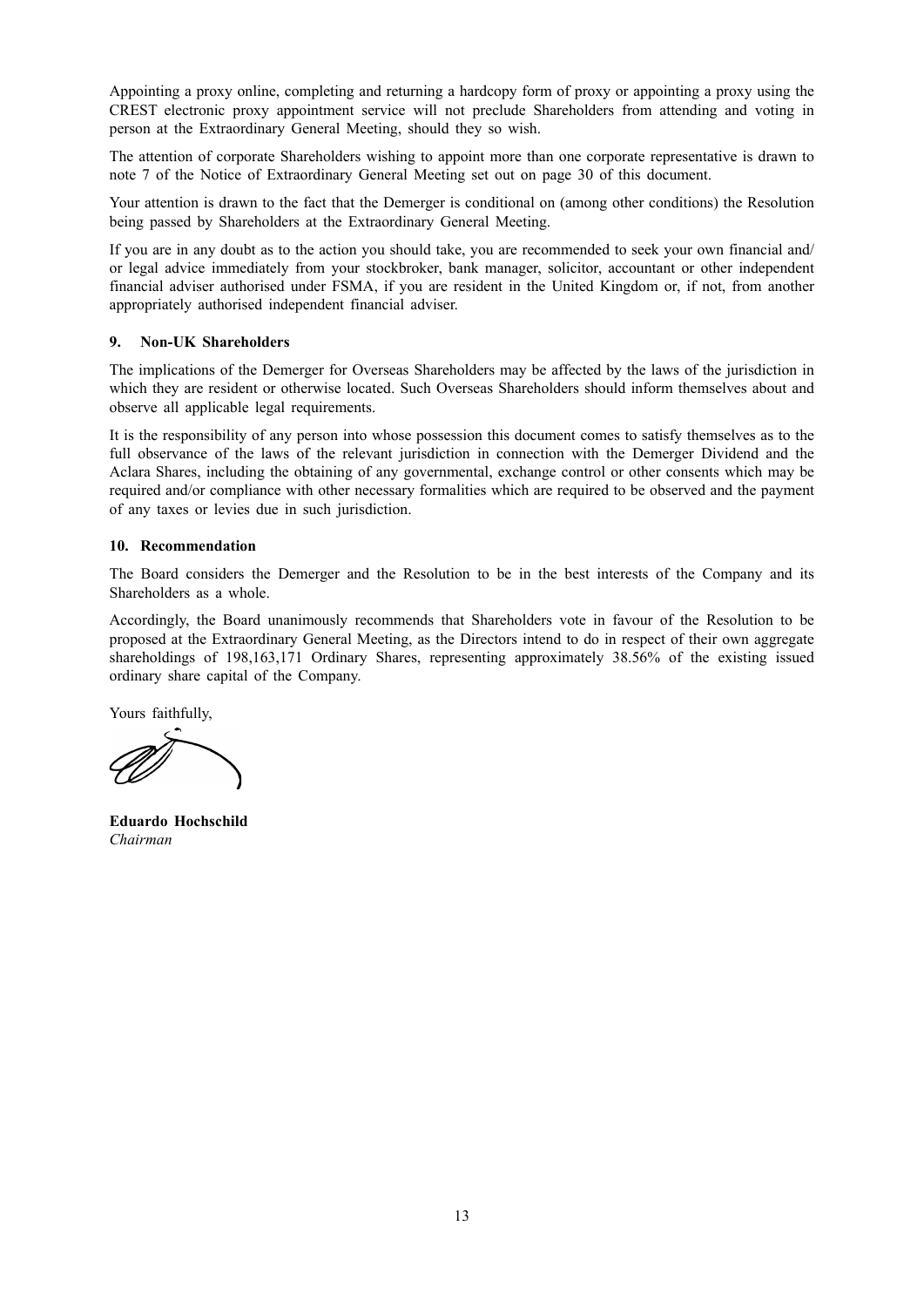Appointing a proxy online, completing and returning a hardcopy form of proxy or appointing a proxy using the CREST electronic proxy appointment service will not preclude Shareholders from attending and voting in person at the Extraordinary General Meeting, should they so wish.

The attention of corporate Shareholders wishing to appoint more than one corporate representative is drawn to note 7 of the Notice of Extraordinary General Meeting set out on page 30 of this document.

Your attention is drawn to the fact that the Demerger is conditional on (among other conditions) the Resolution being passed by Shareholders at the Extraordinary General Meeting.

If you are in any doubt as to the action you should take, you are recommended to seek your own financial and/ or legal advice immediately from your stockbroker, bank manager, solicitor, accountant or other independent financial adviser authorised under FSMA, if you are resident in the United Kingdom or, if not, from another appropriately authorised independent financial adviser.

### 9. Non-UK Shareholders

The implications of the Demerger for Overseas Shareholders may be affected by the laws of the jurisdiction in which they are resident or otherwise located. Such Overseas Shareholders should inform themselves about and observe all applicable legal requirements.

It is the responsibility of any person into whose possession this document comes to satisfy themselves as to the full observance of the laws of the relevant jurisdiction in connection with the Demerger Dividend and the Aclara Shares, including the obtaining of any governmental, exchange control or other consents which may be required and/or compliance with other necessary formalities which are required to be observed and the payment of any taxes or levies due in such jurisdiction.

### 10. Recommendation

The Board considers the Demerger and the Resolution to be in the best interests of the Company and its Shareholders as a whole.

Accordingly, the Board unanimously recommends that Shareholders vote in favour of the Resolution to be proposed at the Extraordinary General Meeting, as the Directors intend to do in respect of their own aggregate shareholdings of 198,163,171 Ordinary Shares, representing approximately 38.56% of the existing issued ordinary share capital of the Company.

Yours faithfully,

**Eduardo Hochschild**
*Chairman*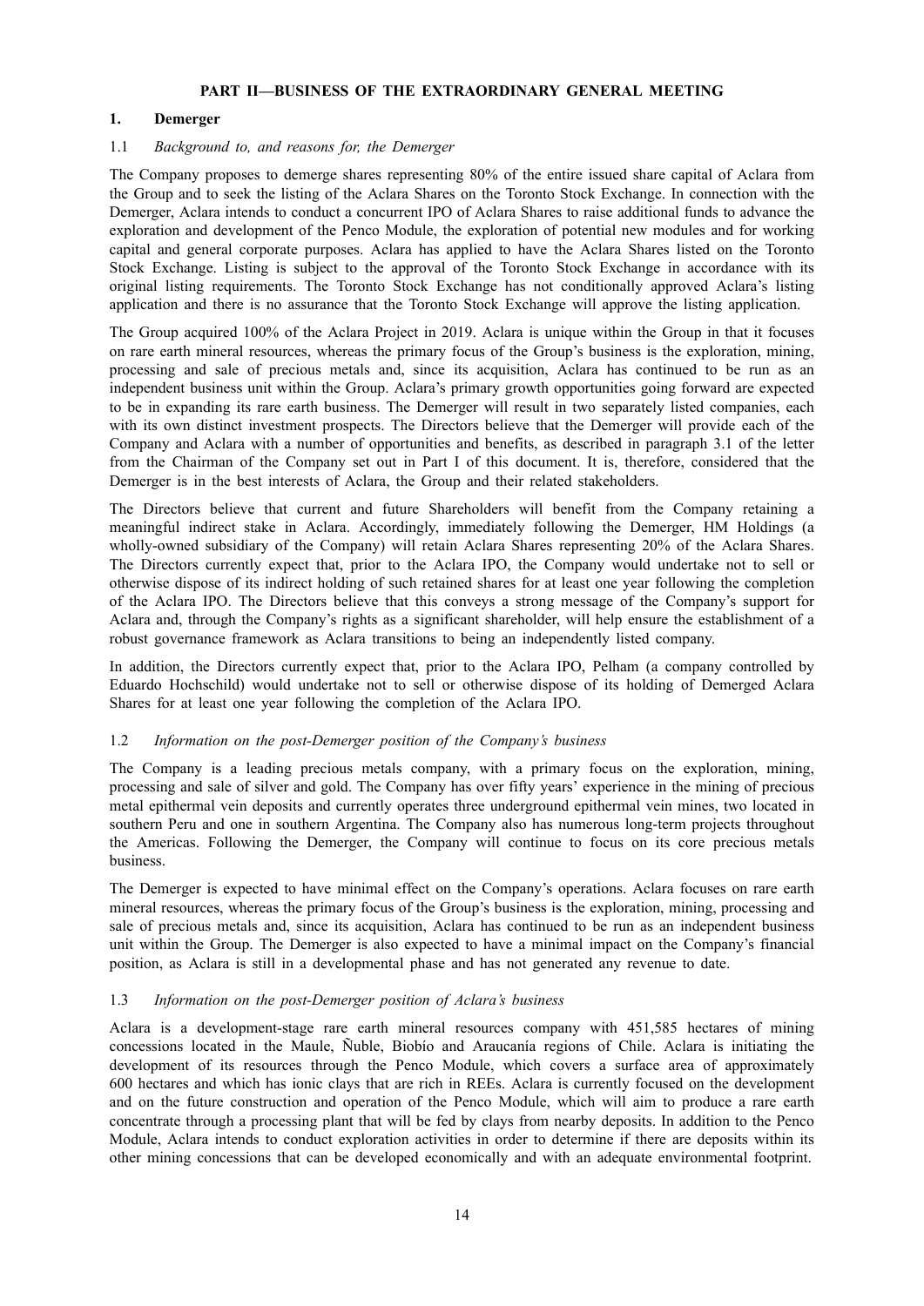# PART II—BUSINESS OF THE EXTRAORDINARY GENERAL MEETING

## 1. Demerger

### 1.1 *Background to, and reasons for, the Demerger*

The Company proposes to demerge shares representing 80% of the entire issued share capital of Aclara from the Group and to seek the listing of the Aclara Shares on the Toronto Stock Exchange. In connection with the Demerger, Aclara intends to conduct a concurrent IPO of Aclara Shares to raise additional funds to advance the exploration and development of the Penco Module, the exploration of potential new modules and for working capital and general corporate purposes. Aclara has applied to have the Aclara Shares listed on the Toronto Stock Exchange. Listing is subject to the approval of the Toronto Stock Exchange in accordance with its original listing requirements. The Toronto Stock Exchange has not conditionally approved Aclara's listing application and there is no assurance that the Toronto Stock Exchange will approve the listing application.

The Group acquired 100% of the Aclara Project in 2019. Aclara is unique within the Group in that it focuses on rare earth mineral resources, whereas the primary focus of the Group's business is the exploration, mining, processing and sale of precious metals and, since its acquisition, Aclara has continued to be run as an independent business unit within the Group. Aclara's primary growth opportunities going forward are expected to be in expanding its rare earth business. The Demerger will result in two separately listed companies, each with its own distinct investment prospects. The Directors believe that the Demerger will provide each of the Company and Aclara with a number of opportunities and benefits, as described in paragraph 3.1 of the letter from the Chairman of the Company set out in Part I of this document. It is, therefore, considered that the Demerger is in the best interests of Aclara, the Group and their related stakeholders.

The Directors believe that current and future Shareholders will benefit from the Company retaining a meaningful indirect stake in Aclara. Accordingly, immediately following the Demerger, HM Holdings (a wholly-owned subsidiary of the Company) will retain Aclara Shares representing 20% of the Aclara Shares. The Directors currently expect that, prior to the Aclara IPO, the Company would undertake not to sell or otherwise dispose of its indirect holding of such retained shares for at least one year following the completion of the Aclara IPO. The Directors believe that this conveys a strong message of the Company's support for Aclara and, through the Company's rights as a significant shareholder, will help ensure the establishment of a robust governance framework as Aclara transitions to being an independently listed company.

In addition, the Directors currently expect that, prior to the Aclara IPO, Pelham (a company controlled by Eduardo Hochschild) would undertake not to sell or otherwise dispose of its holding of Demerged Aclara Shares for at least one year following the completion of the Aclara IPO.

### 1.2 *Information on the post-Demerger position of the Company's business*

The Company is a leading precious metals company, with a primary focus on the exploration, mining, processing and sale of silver and gold. The Company has over fifty years' experience in the mining of precious metal epithermal vein deposits and currently operates three underground epithermal vein mines, two located in southern Peru and one in southern Argentina. The Company also has numerous long-term projects throughout the Americas. Following the Demerger, the Company will continue to focus on its core precious metals business.

The Demerger is expected to have minimal effect on the Company's operations. Aclara focuses on rare earth mineral resources, whereas the primary focus of the Group's business is the exploration, mining, processing and sale of precious metals and, since its acquisition, Aclara has continued to be run as an independent business unit within the Group. The Demerger is also expected to have a minimal impact on the Company's financial position, as Aclara is still in a developmental phase and has not generated any revenue to date.

### 1.3 *Information on the post-Demerger position of Aclara's business*

Aclara is a development-stage rare earth mineral resources company with 451,585 hectares of mining concessions located in the Maule, Ñuble, Biobío and Araucanía regions of Chile. Aclara is initiating the development of its resources through the Penco Module, which covers a surface area of approximately 600 hectares and which has ionic clays that are rich in REEs. Aclara is currently focused on the development and on the future construction and operation of the Penco Module, which will aim to produce a rare earth concentrate through a processing plant that will be fed by clays from nearby deposits. In addition to the Penco Module, Aclara intends to conduct exploration activities in order to determine if there are deposits within its other mining concessions that can be developed economically and with an adequate environmental footprint.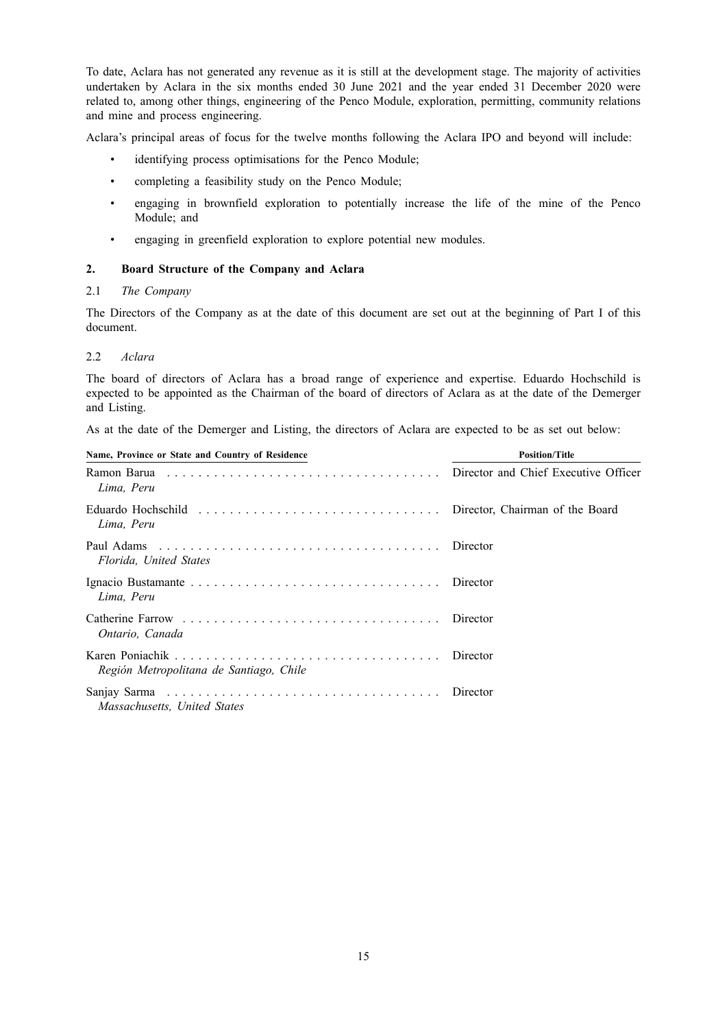To date, Aclara has not generated any revenue as it is still at the development stage. The majority of activities undertaken by Aclara in the six months ended 30 June 2021 and the year ended 31 December 2020 were related to, among other things, engineering of the Penco Module, exploration, permitting, community relations and mine and process engineering.

Aclara's principal areas of focus for the twelve months following the Aclara IPO and beyond will include:

- identifying process optimisations for the Penco Module;
- completing a feasibility study on the Penco Module;
- engaging in brownfield exploration to potentially increase the life of the mine of the Penco Module; and
- engaging in greenfield exploration to explore potential new modules.

## 2. Board Structure of the Company and Aclara

### 2.1 *The Company*

The Directors of the Company as at the date of this document are set out at the beginning of Part I of this document.

### 2.2 *Aclara*

The board of directors of Aclara has a broad range of experience and expertise. Eduardo Hochschild is expected to be appointed as the Chairman of the board of directors of Aclara as at the date of the Demerger and Listing.

As at the date of the Demerger and Listing, the directors of Aclara are expected to be as set out below:

| Name, Province or State and Country of Residence | Position/Title |
|---|---|
| Ramon Barua<br>*Lima, Peru* | Director and Chief Executive Officer |
| Eduardo Hochschild<br>*Lima, Peru* | Director, Chairman of the Board |
| Paul Adams<br>*Florida, United States* | Director |
| Ignacio Bustamante<br>*Lima, Peru* | Director |
| Catherine Farrow<br>*Ontario, Canada* | Director |
| Karen Poniachik<br>*Región Metropolitana de Santiago, Chile* | Director |
| Sanjay Sarma<br>*Massachusetts, United States* | Director |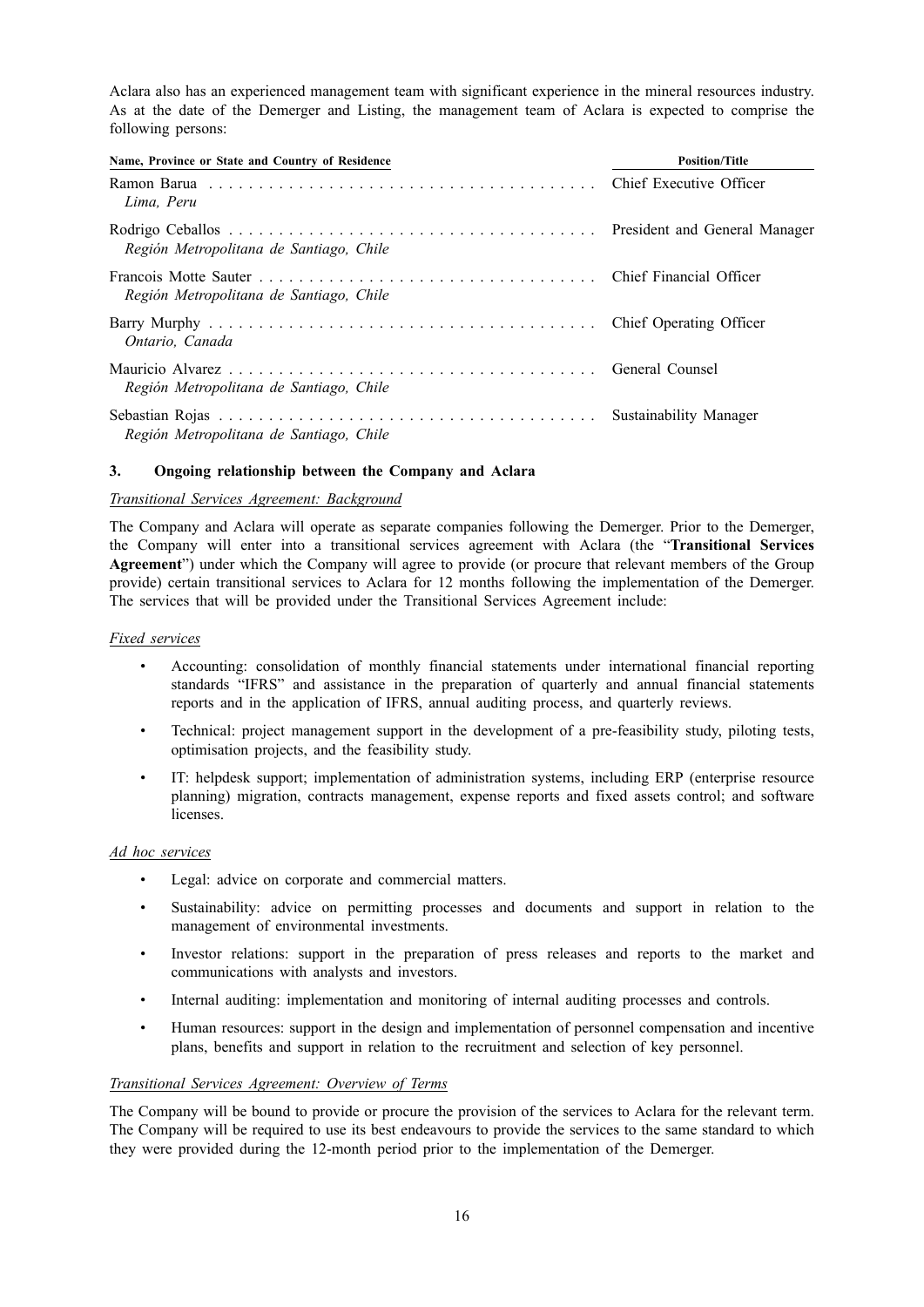Aclara also has an experienced management team with significant experience in the mineral resources industry. As at the date of the Demerger and Listing, the management team of Aclara is expected to comprise the following persons:

| Name, Province or State and Country of Residence | Position/Title |
| --- | --- |
| Ramon Barua<br>*Lima, Peru* | Chief Executive Officer |
| Rodrigo Ceballos<br>*Región Metropolitana de Santiago, Chile* | President and General Manager |
| Francois Motte Sauter<br>*Región Metropolitana de Santiago, Chile* | Chief Financial Officer |
| Barry Murphy<br>*Ontario, Canada* | Chief Operating Officer |
| Mauricio Alvarez<br>*Región Metropolitana de Santiago, Chile* | General Counsel |
| Sebastian Rojas<br>*Región Metropolitana de Santiago, Chile* | Sustainability Manager |

## 3. Ongoing relationship between the Company and Aclara

*Transitional Services Agreement: Background*

The Company and Aclara will operate as separate companies following the Demerger. Prior to the Demerger, the Company will enter into a transitional services agreement with Aclara (the "**Transitional Services Agreement**") under which the Company will agree to provide (or procure that relevant members of the Group provide) certain transitional services to Aclara for 12 months following the implementation of the Demerger. The services that will be provided under the Transitional Services Agreement include:

*Fixed services*

- Accounting: consolidation of monthly financial statements under international financial reporting standards "IFRS" and assistance in the preparation of quarterly and annual financial statements reports and in the application of IFRS, annual auditing process, and quarterly reviews.
- Technical: project management support in the development of a pre-feasibility study, piloting tests, optimisation projects, and the feasibility study.
- IT: helpdesk support; implementation of administration systems, including ERP (enterprise resource planning) migration, contracts management, expense reports and fixed assets control; and software licenses.

*Ad hoc services*

- Legal: advice on corporate and commercial matters.
- Sustainability: advice on permitting processes and documents and support in relation to the management of environmental investments.
- Investor relations: support in the preparation of press releases and reports to the market and communications with analysts and investors.
- Internal auditing: implementation and monitoring of internal auditing processes and controls.
- Human resources: support in the design and implementation of personnel compensation and incentive plans, benefits and support in relation to the recruitment and selection of key personnel.

*Transitional Services Agreement: Overview of Terms*

The Company will be bound to provide or procure the provision of the services to Aclara for the relevant term. The Company will be required to use its best endeavours to provide the services to the same standard to which they were provided during the 12-month period prior to the implementation of the Demerger.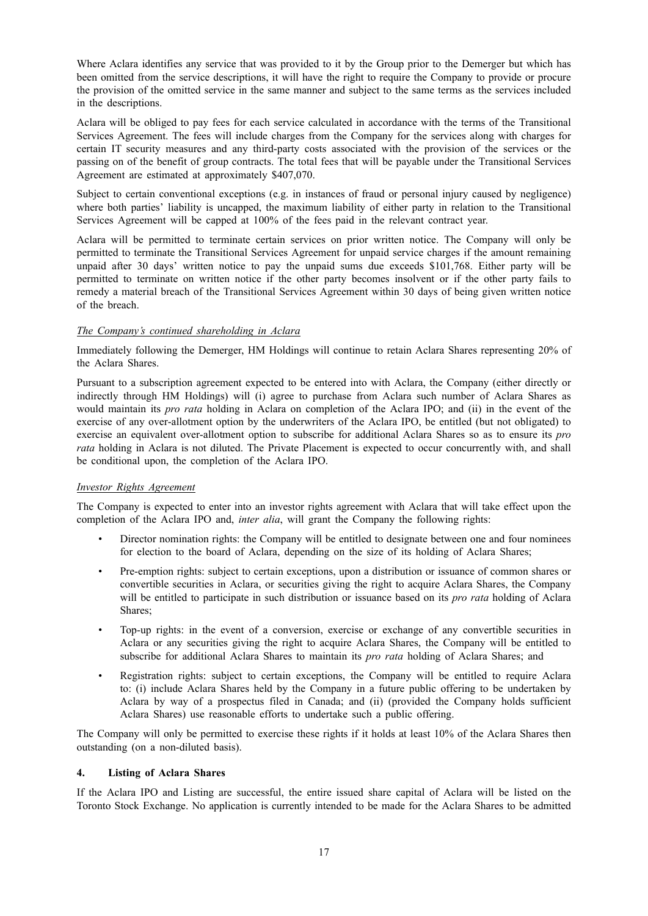Where Aclara identifies any service that was provided to it by the Group prior to the Demerger but which has been omitted from the service descriptions, it will have the right to require the Company to provide or procure the provision of the omitted service in the same manner and subject to the same terms as the services included in the descriptions.

Aclara will be obliged to pay fees for each service calculated in accordance with the terms of the Transitional Services Agreement. The fees will include charges from the Company for the services along with charges for certain IT security measures and any third-party costs associated with the provision of the services or the passing on of the benefit of group contracts. The total fees that will be payable under the Transitional Services Agreement are estimated at approximately $407,070.

Subject to certain conventional exceptions (e.g. in instances of fraud or personal injury caused by negligence) where both parties' liability is uncapped, the maximum liability of either party in relation to the Transitional Services Agreement will be capped at 100% of the fees paid in the relevant contract year.

Aclara will be permitted to terminate certain services on prior written notice. The Company will only be permitted to terminate the Transitional Services Agreement for unpaid service charges if the amount remaining unpaid after 30 days' written notice to pay the unpaid sums due exceeds $101,768. Either party will be permitted to terminate on written notice if the other party becomes insolvent or if the other party fails to remedy a material breach of the Transitional Services Agreement within 30 days of being given written notice of the breach.

*The Company's continued shareholding in Aclara*

Immediately following the Demerger, HM Holdings will continue to retain Aclara Shares representing 20% of the Aclara Shares.

Pursuant to a subscription agreement expected to be entered into with Aclara, the Company (either directly or indirectly through HM Holdings) will (i) agree to purchase from Aclara such number of Aclara Shares as would maintain its *pro rata* holding in Aclara on completion of the Aclara IPO; and (ii) in the event of the exercise of any over-allotment option by the underwriters of the Aclara IPO, be entitled (but not obligated) to exercise an equivalent over-allotment option to subscribe for additional Aclara Shares so as to ensure its *pro rata* holding in Aclara is not diluted. The Private Placement is expected to occur concurrently with, and shall be conditional upon, the completion of the Aclara IPO.

*Investor Rights Agreement*

The Company is expected to enter into an investor rights agreement with Aclara that will take effect upon the completion of the Aclara IPO and, *inter alia*, will grant the Company the following rights:

- Director nomination rights: the Company will be entitled to designate between one and four nominees for election to the board of Aclara, depending on the size of its holding of Aclara Shares;
- Pre-emption rights: subject to certain exceptions, upon a distribution or issuance of common shares or convertible securities in Aclara, or securities giving the right to acquire Aclara Shares, the Company will be entitled to participate in such distribution or issuance based on its *pro rata* holding of Aclara Shares;
- Top-up rights: in the event of a conversion, exercise or exchange of any convertible securities in Aclara or any securities giving the right to acquire Aclara Shares, the Company will be entitled to subscribe for additional Aclara Shares to maintain its *pro rata* holding of Aclara Shares; and
- Registration rights: subject to certain exceptions, the Company will be entitled to require Aclara to: (i) include Aclara Shares held by the Company in a future public offering to be undertaken by Aclara by way of a prospectus filed in Canada; and (ii) (provided the Company holds sufficient Aclara Shares) use reasonable efforts to undertake such a public offering.

The Company will only be permitted to exercise these rights if it holds at least 10% of the Aclara Shares then outstanding (on a non-diluted basis).

## 4. Listing of Aclara Shares

If the Aclara IPO and Listing are successful, the entire issued share capital of Aclara will be listed on the Toronto Stock Exchange. No application is currently intended to be made for the Aclara Shares to be admitted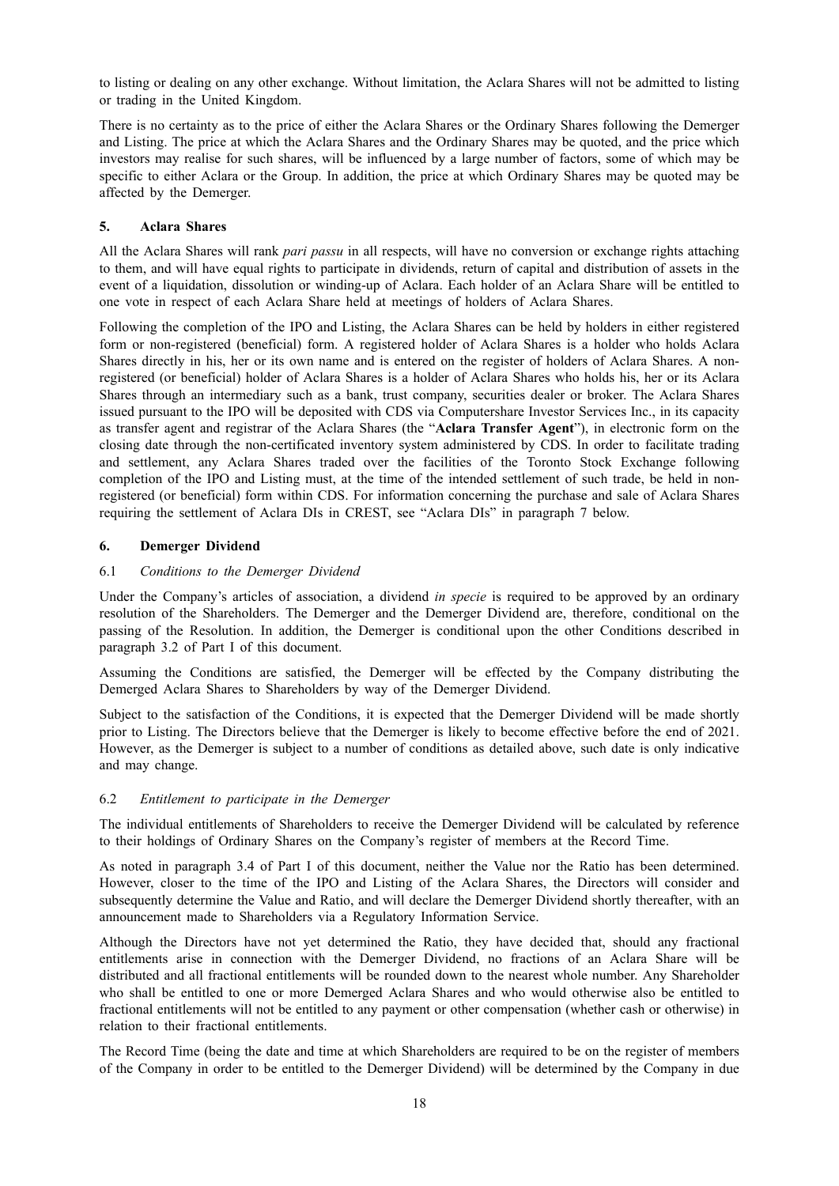to listing or dealing on any other exchange. Without limitation, the Aclara Shares will not be admitted to listing or trading in the United Kingdom.

There is no certainty as to the price of either the Aclara Shares or the Ordinary Shares following the Demerger and Listing. The price at which the Aclara Shares and the Ordinary Shares may be quoted, and the price which investors may realise for such shares, will be influenced by a large number of factors, some of which may be specific to either Aclara or the Group. In addition, the price at which Ordinary Shares may be quoted may be affected by the Demerger.

## 5. Aclara Shares

All the Aclara Shares will rank *pari passu* in all respects, will have no conversion or exchange rights attaching to them, and will have equal rights to participate in dividends, return of capital and distribution of assets in the event of a liquidation, dissolution or winding-up of Aclara. Each holder of an Aclara Share will be entitled to one vote in respect of each Aclara Share held at meetings of holders of Aclara Shares.

Following the completion of the IPO and Listing, the Aclara Shares can be held by holders in either registered form or non-registered (beneficial) form. A registered holder of Aclara Shares is a holder who holds Aclara Shares directly in his, her or its own name and is entered on the register of holders of Aclara Shares. A non-registered (or beneficial) holder of Aclara Shares is a holder of Aclara Shares who holds his, her or its Aclara Shares through an intermediary such as a bank, trust company, securities dealer or broker. The Aclara Shares issued pursuant to the IPO will be deposited with CDS via Computershare Investor Services Inc., in its capacity as transfer agent and registrar of the Aclara Shares (the "**Aclara Transfer Agent**"), in electronic form on the closing date through the non-certificated inventory system administered by CDS. In order to facilitate trading and settlement, any Aclara Shares traded over the facilities of the Toronto Stock Exchange following completion of the IPO and Listing must, at the time of the intended settlement of such trade, be held in non-registered (or beneficial) form within CDS. For information concerning the purchase and sale of Aclara Shares requiring the settlement of Aclara DIs in CREST, see "Aclara DIs" in paragraph 7 below.

## 6. Demerger Dividend

### 6.1 *Conditions to the Demerger Dividend*

Under the Company's articles of association, a dividend *in specie* is required to be approved by an ordinary resolution of the Shareholders. The Demerger and the Demerger Dividend are, therefore, conditional on the passing of the Resolution. In addition, the Demerger is conditional upon the other Conditions described in paragraph 3.2 of Part I of this document.

Assuming the Conditions are satisfied, the Demerger will be effected by the Company distributing the Demerged Aclara Shares to Shareholders by way of the Demerger Dividend.

Subject to the satisfaction of the Conditions, it is expected that the Demerger Dividend will be made shortly prior to Listing. The Directors believe that the Demerger is likely to become effective before the end of 2021. However, as the Demerger is subject to a number of conditions as detailed above, such date is only indicative and may change.

### 6.2 *Entitlement to participate in the Demerger*

The individual entitlements of Shareholders to receive the Demerger Dividend will be calculated by reference to their holdings of Ordinary Shares on the Company's register of members at the Record Time.

As noted in paragraph 3.4 of Part I of this document, neither the Value nor the Ratio has been determined. However, closer to the time of the IPO and Listing of the Aclara Shares, the Directors will consider and subsequently determine the Value and Ratio, and will declare the Demerger Dividend shortly thereafter, with an announcement made to Shareholders via a Regulatory Information Service.

Although the Directors have not yet determined the Ratio, they have decided that, should any fractional entitlements arise in connection with the Demerger Dividend, no fractions of an Aclara Share will be distributed and all fractional entitlements will be rounded down to the nearest whole number. Any Shareholder who shall be entitled to one or more Demerged Aclara Shares and who would otherwise also be entitled to fractional entitlements will not be entitled to any payment or other compensation (whether cash or otherwise) in relation to their fractional entitlements.

The Record Time (being the date and time at which Shareholders are required to be on the register of members of the Company in order to be entitled to the Demerger Dividend) will be determined by the Company in due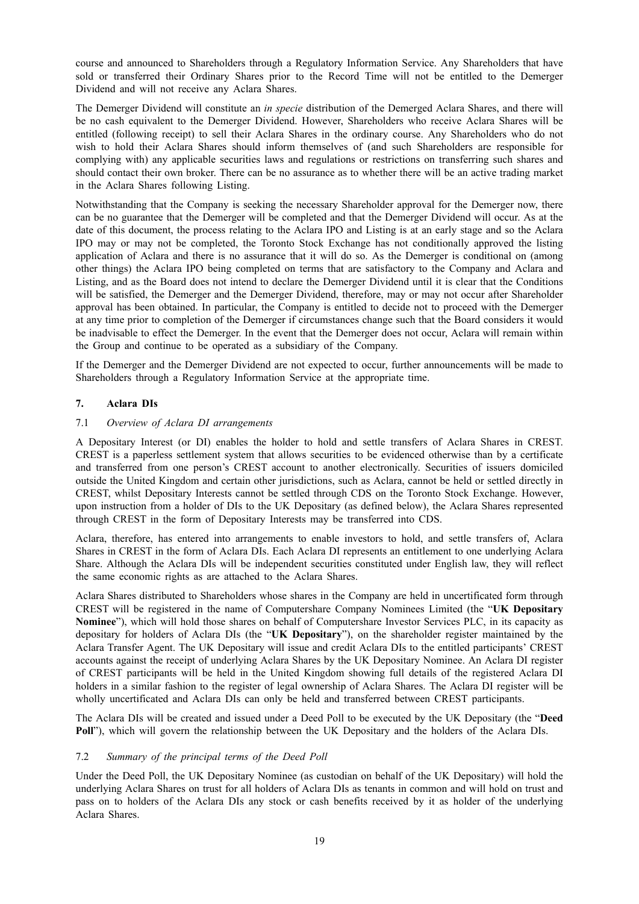course and announced to Shareholders through a Regulatory Information Service. Any Shareholders that have sold or transferred their Ordinary Shares prior to the Record Time will not be entitled to the Demerger Dividend and will not receive any Aclara Shares.

The Demerger Dividend will constitute an *in specie* distribution of the Demerged Aclara Shares, and there will be no cash equivalent to the Demerger Dividend. However, Shareholders who receive Aclara Shares will be entitled (following receipt) to sell their Aclara Shares in the ordinary course. Any Shareholders who do not wish to hold their Aclara Shares should inform themselves of (and such Shareholders are responsible for complying with) any applicable securities laws and regulations or restrictions on transferring such shares and should contact their own broker. There can be no assurance as to whether there will be an active trading market in the Aclara Shares following Listing.

Notwithstanding that the Company is seeking the necessary Shareholder approval for the Demerger now, there can be no guarantee that the Demerger will be completed and that the Demerger Dividend will occur. As at the date of this document, the process relating to the Aclara IPO and Listing is at an early stage and so the Aclara IPO may or may not be completed, the Toronto Stock Exchange has not conditionally approved the listing application of Aclara and there is no assurance that it will do so. As the Demerger is conditional on (among other things) the Aclara IPO being completed on terms that are satisfactory to the Company and Aclara and Listing, and as the Board does not intend to declare the Demerger Dividend until it is clear that the Conditions will be satisfied, the Demerger and the Demerger Dividend, therefore, may or may not occur after Shareholder approval has been obtained. In particular, the Company is entitled to decide not to proceed with the Demerger at any time prior to completion of the Demerger if circumstances change such that the Board considers it would be inadvisable to effect the Demerger. In the event that the Demerger does not occur, Aclara will remain within the Group and continue to be operated as a subsidiary of the Company.

If the Demerger and the Demerger Dividend are not expected to occur, further announcements will be made to Shareholders through a Regulatory Information Service at the appropriate time.

## 7. Aclara DIs

### 7.1 *Overview of Aclara DI arrangements*

A Depositary Interest (or DI) enables the holder to hold and settle transfers of Aclara Shares in CREST. CREST is a paperless settlement system that allows securities to be evidenced otherwise than by a certificate and transferred from one person's CREST account to another electronically. Securities of issuers domiciled outside the United Kingdom and certain other jurisdictions, such as Aclara, cannot be held or settled directly in CREST, whilst Depositary Interests cannot be settled through CDS on the Toronto Stock Exchange. However, upon instruction from a holder of DIs to the UK Depositary (as defined below), the Aclara Shares represented through CREST in the form of Depositary Interests may be transferred into CDS.

Aclara, therefore, has entered into arrangements to enable investors to hold, and settle transfers of, Aclara Shares in CREST in the form of Aclara DIs. Each Aclara DI represents an entitlement to one underlying Aclara Share. Although the Aclara DIs will be independent securities constituted under English law, they will reflect the same economic rights as are attached to the Aclara Shares.

Aclara Shares distributed to Shareholders whose shares in the Company are held in uncertificated form through CREST will be registered in the name of Computershare Company Nominees Limited (the "**UK Depositary Nominee**"), which will hold those shares on behalf of Computershare Investor Services PLC, in its capacity as depositary for holders of Aclara DIs (the "**UK Depositary**"), on the shareholder register maintained by the Aclara Transfer Agent. The UK Depositary will issue and credit Aclara DIs to the entitled participants' CREST accounts against the receipt of underlying Aclara Shares by the UK Depositary Nominee. An Aclara DI register of CREST participants will be held in the United Kingdom showing full details of the registered Aclara DI holders in a similar fashion to the register of legal ownership of Aclara Shares. The Aclara DI register will be wholly uncertificated and Aclara DIs can only be held and transferred between CREST participants.

The Aclara DIs will be created and issued under a Deed Poll to be executed by the UK Depositary (the "**Deed Poll**"), which will govern the relationship between the UK Depositary and the holders of the Aclara DIs.

### 7.2 *Summary of the principal terms of the Deed Poll*

Under the Deed Poll, the UK Depositary Nominee (as custodian on behalf of the UK Depositary) will hold the underlying Aclara Shares on trust for all holders of Aclara DIs as tenants in common and will hold on trust and pass on to holders of the Aclara DIs any stock or cash benefits received by it as holder of the underlying Aclara Shares.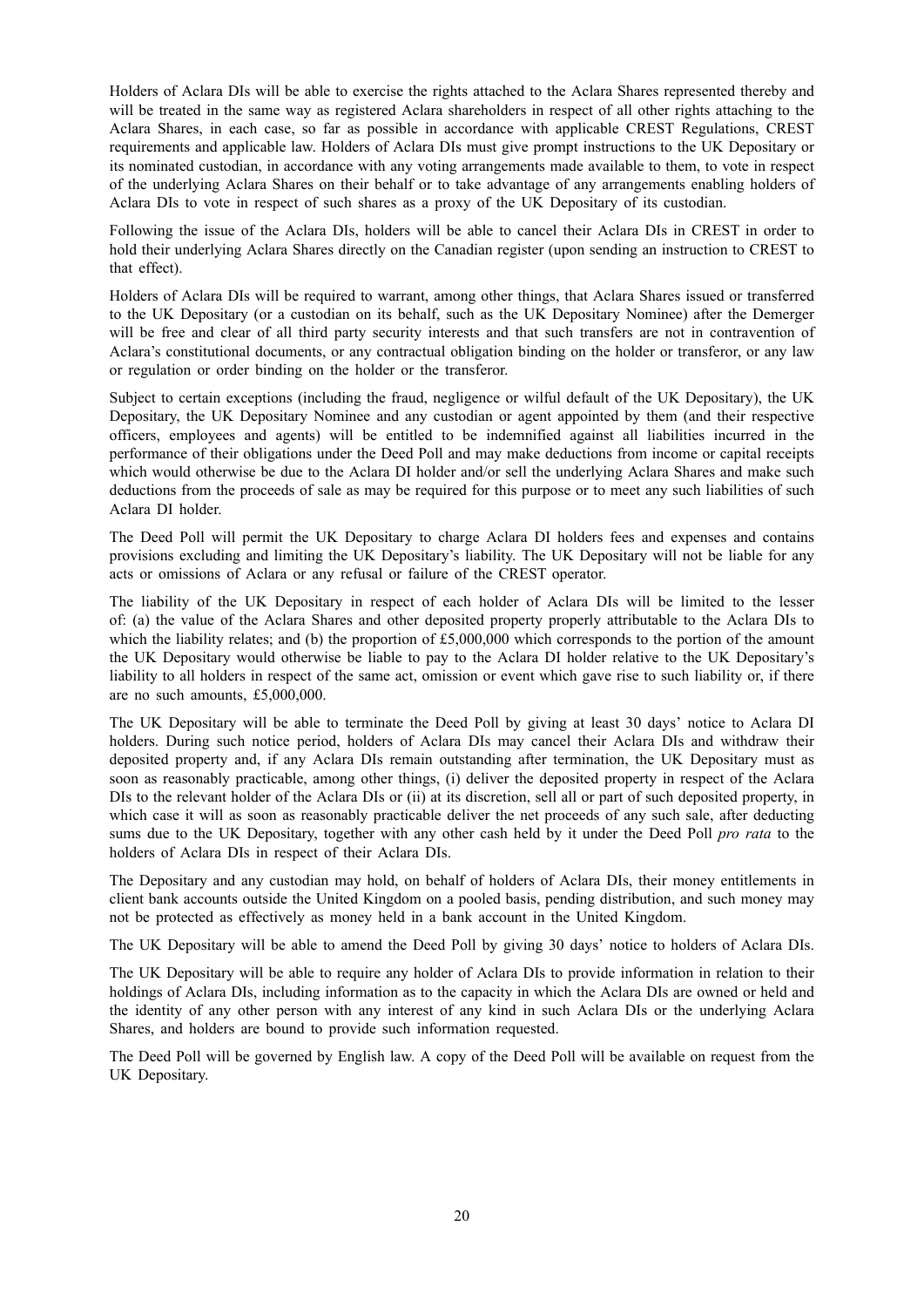Holders of Aclara DIs will be able to exercise the rights attached to the Aclara Shares represented thereby and will be treated in the same way as registered Aclara shareholders in respect of all other rights attaching to the Aclara Shares, in each case, so far as possible in accordance with applicable CREST Regulations, CREST requirements and applicable law. Holders of Aclara DIs must give prompt instructions to the UK Depositary or its nominated custodian, in accordance with any voting arrangements made available to them, to vote in respect of the underlying Aclara Shares on their behalf or to take advantage of any arrangements enabling holders of Aclara DIs to vote in respect of such shares as a proxy of the UK Depositary of its custodian.

Following the issue of the Aclara DIs, holders will be able to cancel their Aclara DIs in CREST in order to hold their underlying Aclara Shares directly on the Canadian register (upon sending an instruction to CREST to that effect).

Holders of Aclara DIs will be required to warrant, among other things, that Aclara Shares issued or transferred to the UK Depositary (or a custodian on its behalf, such as the UK Depositary Nominee) after the Demerger will be free and clear of all third party security interests and that such transfers are not in contravention of Aclara's constitutional documents, or any contractual obligation binding on the holder or transferor, or any law or regulation or order binding on the holder or the transferor.

Subject to certain exceptions (including the fraud, negligence or wilful default of the UK Depositary), the UK Depositary, the UK Depositary Nominee and any custodian or agent appointed by them (and their respective officers, employees and agents) will be entitled to be indemnified against all liabilities incurred in the performance of their obligations under the Deed Poll and may make deductions from income or capital receipts which would otherwise be due to the Aclara DI holder and/or sell the underlying Aclara Shares and make such deductions from the proceeds of sale as may be required for this purpose or to meet any such liabilities of such Aclara DI holder.

The Deed Poll will permit the UK Depositary to charge Aclara DI holders fees and expenses and contains provisions excluding and limiting the UK Depositary's liability. The UK Depositary will not be liable for any acts or omissions of Aclara or any refusal or failure of the CREST operator.

The liability of the UK Depositary in respect of each holder of Aclara DIs will be limited to the lesser of: (a) the value of the Aclara Shares and other deposited property properly attributable to the Aclara DIs to which the liability relates; and (b) the proportion of £5,000,000 which corresponds to the portion of the amount the UK Depositary would otherwise be liable to pay to the Aclara DI holder relative to the UK Depositary's liability to all holders in respect of the same act, omission or event which gave rise to such liability or, if there are no such amounts, £5,000,000.

The UK Depositary will be able to terminate the Deed Poll by giving at least 30 days' notice to Aclara DI holders. During such notice period, holders of Aclara DIs may cancel their Aclara DIs and withdraw their deposited property and, if any Aclara DIs remain outstanding after termination, the UK Depositary must as soon as reasonably practicable, among other things, (i) deliver the deposited property in respect of the Aclara DIs to the relevant holder of the Aclara DIs or (ii) at its discretion, sell all or part of such deposited property, in which case it will as soon as reasonably practicable deliver the net proceeds of any such sale, after deducting sums due to the UK Depositary, together with any other cash held by it under the Deed Poll *pro rata* to the holders of Aclara DIs in respect of their Aclara DIs.

The Depositary and any custodian may hold, on behalf of holders of Aclara DIs, their money entitlements in client bank accounts outside the United Kingdom on a pooled basis, pending distribution, and such money may not be protected as effectively as money held in a bank account in the United Kingdom.

The UK Depositary will be able to amend the Deed Poll by giving 30 days' notice to holders of Aclara DIs.

The UK Depositary will be able to require any holder of Aclara DIs to provide information in relation to their holdings of Aclara DIs, including information as to the capacity in which the Aclara DIs are owned or held and the identity of any other person with any interest of any kind in such Aclara DIs or the underlying Aclara Shares, and holders are bound to provide such information requested.

The Deed Poll will be governed by English law. A copy of the Deed Poll will be available on request from the UK Depositary.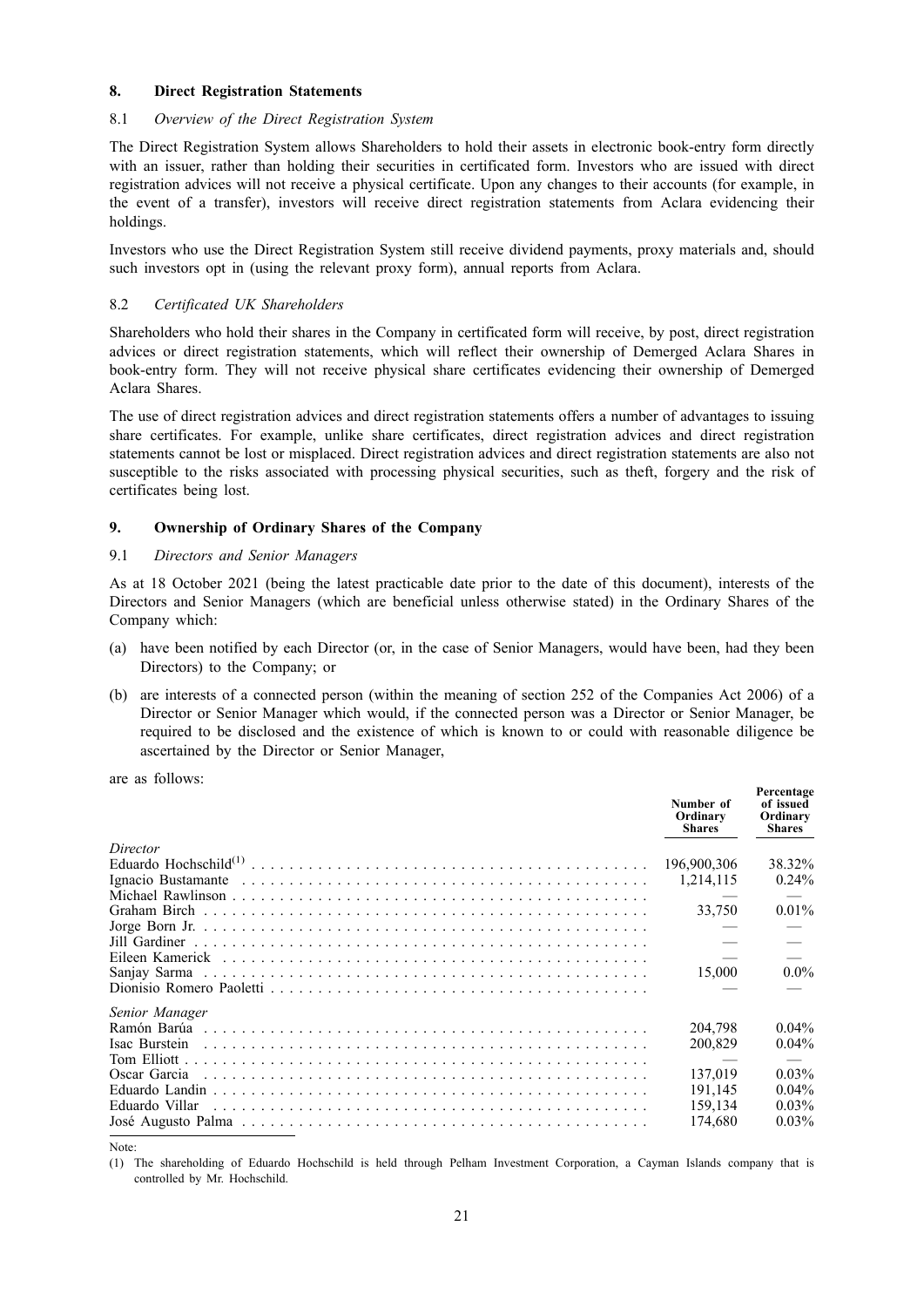## 8. Direct Registration Statements

### 8.1 *Overview of the Direct Registration System*

The Direct Registration System allows Shareholders to hold their assets in electronic book-entry form directly with an issuer, rather than holding their securities in certificated form. Investors who are issued with direct registration advices will not receive a physical certificate. Upon any changes to their accounts (for example, in the event of a transfer), investors will receive direct registration statements from Aclara evidencing their holdings.

Investors who use the Direct Registration System still receive dividend payments, proxy materials and, should such investors opt in (using the relevant proxy form), annual reports from Aclara.

### 8.2 *Certificated UK Shareholders*

Shareholders who hold their shares in the Company in certificated form will receive, by post, direct registration advices or direct registration statements, which will reflect their ownership of Demerged Aclara Shares in book-entry form. They will not receive physical share certificates evidencing their ownership of Demerged Aclara Shares.

The use of direct registration advices and direct registration statements offers a number of advantages to issuing share certificates. For example, unlike share certificates, direct registration advices and direct registration statements cannot be lost or misplaced. Direct registration advices and direct registration statements are also not susceptible to the risks associated with processing physical securities, such as theft, forgery and the risk of certificates being lost.

## 9. Ownership of Ordinary Shares of the Company

### 9.1 *Directors and Senior Managers*

As at 18 October 2021 (being the latest practicable date prior to the date of this document), interests of the Directors and Senior Managers (which are beneficial unless otherwise stated) in the Ordinary Shares of the Company which:

(a) have been notified by each Director (or, in the case of Senior Managers, would have been, had they been Directors) to the Company; or

(b) are interests of a connected person (within the meaning of section 252 of the Companies Act 2006) of a Director or Senior Manager which would, if the connected person was a Director or Senior Manager, be required to be disclosed and the existence of which is known to or could with reasonable diligence be ascertained by the Director or Senior Manager,

are as follows:

| | Number of Ordinary Shares | Percentage of issued Ordinary Shares |
|---|---|---|
| *Director* | | |
| Eduardo Hochschild[(1)] | 196,900,306 | 38.32% |
| Ignacio Bustamante | 1,214,115 | 0.24% |
| Michael Rawlinson | — | — |
| Graham Birch | 33,750 | 0.01% |
| Jorge Born Jr. | — | — |
| Jill Gardiner | — | — |
| Eileen Kamerick | — | — |
| Sanjay Sarma | 15,000 | 0.0% |
| Dionisio Romero Paoletti | — | — |
| *Senior Manager* | | |
| Ramón Barúa | 204,798 | 0.04% |
| Isac Burstein | 200,829 | 0.04% |
| Tom Elliott | — | — |
| Oscar Garcia | 137,019 | 0.03% |
| Eduardo Landin | 191,145 | 0.04% |
| Eduardo Villar | 159,134 | 0.03% |
| José Augusto Palma | 174,680 | 0.03% |

Note:

(1) The shareholding of Eduardo Hochschild is held through Pelham Investment Corporation, a Cayman Islands company that is controlled by Mr. Hochschild.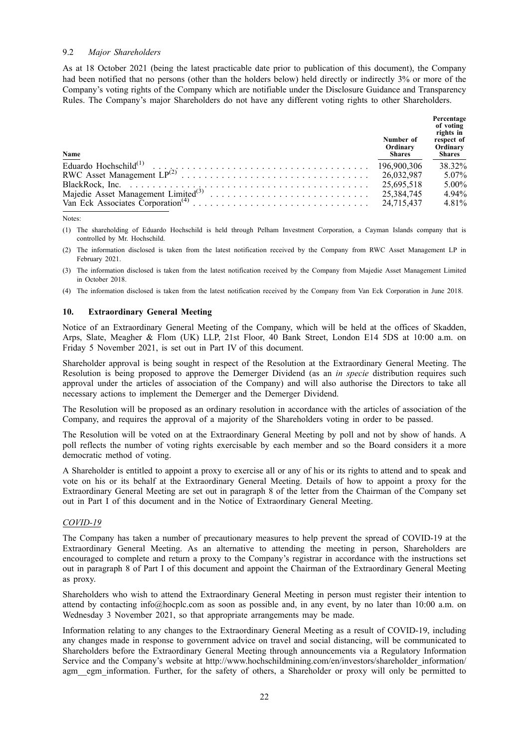9.2 *Major Shareholders*

As at 18 October 2021 (being the latest practicable date prior to publication of this document), the Company had been notified that no persons (other than the holders below) held directly or indirectly 3% or more of the Company's voting rights of the Company which are notifiable under the Disclosure Guidance and Transparency Rules. The Company's major Shareholders do not have any different voting rights to other Shareholders.

| Name | Number of Ordinary Shares | Percentage of voting rights in respect of Ordinary Shares |
|---|---|---|
| Eduardo Hochschild[(1)] | 196,900,306 | 38.32% |
| RWC Asset Management LP[(2)] | 26,032,987 | 5.07% |
| BlackRock, Inc. | 25,695,518 | 5.00% |
| Majedie Asset Management Limited[(3)] | 25,384,745 | 4.94% |
| Van Eck Associates Corporation[(4)] | 24,715,437 | 4.81% |

Notes:

(1) The shareholding of Eduardo Hochschild is held through Pelham Investment Corporation, a Cayman Islands company that is controlled by Mr. Hochschild.

(2) The information disclosed is taken from the latest notification received by the Company from RWC Asset Management LP in February 2021.

(3) The information disclosed is taken from the latest notification received by the Company from Majedie Asset Management Limited in October 2018.

(4) The information disclosed is taken from the latest notification received by the Company from Van Eck Corporation in June 2018.

## 10. Extraordinary General Meeting

Notice of an Extraordinary General Meeting of the Company, which will be held at the offices of Skadden, Arps, Slate, Meagher & Flom (UK) LLP, 21st Floor, 40 Bank Street, London E14 5DS at 10:00 a.m. on Friday 5 November 2021, is set out in Part IV of this document.

Shareholder approval is being sought in respect of the Resolution at the Extraordinary General Meeting. The Resolution is being proposed to approve the Demerger Dividend (as an *in specie* distribution requires such approval under the articles of association of the Company) and will also authorise the Directors to take all necessary actions to implement the Demerger and the Demerger Dividend.

The Resolution will be proposed as an ordinary resolution in accordance with the articles of association of the Company, and requires the approval of a majority of the Shareholders voting in order to be passed.

The Resolution will be voted on at the Extraordinary General Meeting by poll and not by show of hands. A poll reflects the number of voting rights exercisable by each member and so the Board considers it a more democratic method of voting.

A Shareholder is entitled to appoint a proxy to exercise all or any of his or its rights to attend and to speak and vote on his or its behalf at the Extraordinary General Meeting. Details of how to appoint a proxy for the Extraordinary General Meeting are set out in paragraph 8 of the letter from the Chairman of the Company set out in Part I of this document and in the Notice of Extraordinary General Meeting.

*COVID-19*

The Company has taken a number of precautionary measures to help prevent the spread of COVID-19 at the Extraordinary General Meeting. As an alternative to attending the meeting in person, Shareholders are encouraged to complete and return a proxy to the Company's registrar in accordance with the instructions set out in paragraph 8 of Part I of this document and appoint the Chairman of the Extraordinary General Meeting as proxy.

Shareholders who wish to attend the Extraordinary General Meeting in person must register their intention to attend by contacting info@hocplc.com as soon as possible and, in any event, by no later than 10:00 a.m. on Wednesday 3 November 2021, so that appropriate arrangements may be made.

Information relating to any changes to the Extraordinary General Meeting as a result of COVID-19, including any changes made in response to government advice on travel and social distancing, will be communicated to Shareholders before the Extraordinary General Meeting through announcements via a Regulatory Information Service and the Company's website at http://www.hochschildmining.com/en/investors/shareholder_information/agm__egm_information. Further, for the safety of others, a Shareholder or proxy will only be permitted to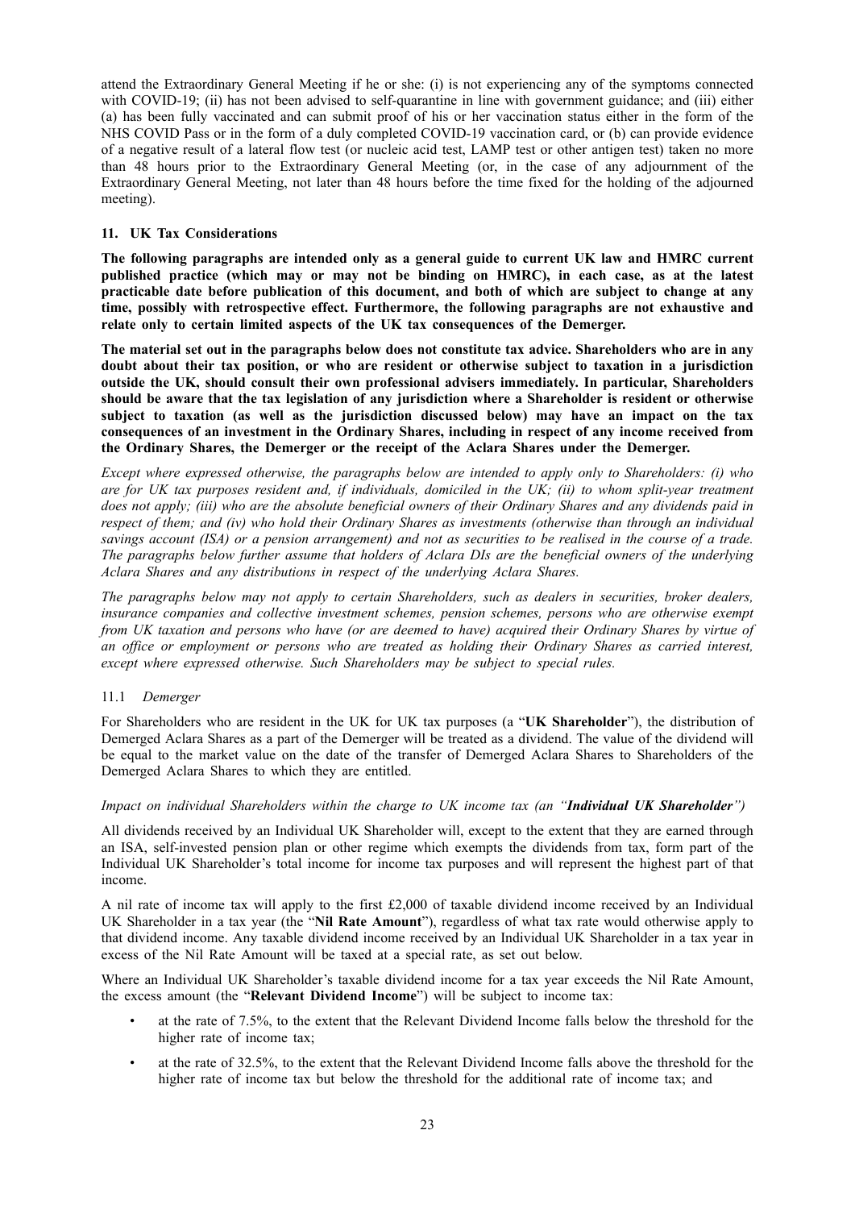attend the Extraordinary General Meeting if he or she: (i) is not experiencing any of the symptoms connected with COVID-19; (ii) has not been advised to self-quarantine in line with government guidance; and (iii) either (a) has been fully vaccinated and can submit proof of his or her vaccination status either in the form of the NHS COVID Pass or in the form of a duly completed COVID-19 vaccination card, or (b) can provide evidence of a negative result of a lateral flow test (or nucleic acid test, LAMP test or other antigen test) taken no more than 48 hours prior to the Extraordinary General Meeting (or, in the case of any adjournment of the Extraordinary General Meeting, not later than 48 hours before the time fixed for the holding of the adjourned meeting).

## 11. UK Tax Considerations

**The following paragraphs are intended only as a general guide to current UK law and HMRC current published practice (which may or may not be binding on HMRC), in each case, as at the latest practicable date before publication of this document, and both of which are subject to change at any time, possibly with retrospective effect. Furthermore, the following paragraphs are not exhaustive and relate only to certain limited aspects of the UK tax consequences of the Demerger.**

**The material set out in the paragraphs below does not constitute tax advice. Shareholders who are in any doubt about their tax position, or who are resident or otherwise subject to taxation in a jurisdiction outside the UK, should consult their own professional advisers immediately. In particular, Shareholders should be aware that the tax legislation of any jurisdiction where a Shareholder is resident or otherwise subject to taxation (as well as the jurisdiction discussed below) may have an impact on the tax consequences of an investment in the Ordinary Shares, including in respect of any income received from the Ordinary Shares, the Demerger or the receipt of the Aclara Shares under the Demerger.**

*Except where expressed otherwise, the paragraphs below are intended to apply only to Shareholders: (i) who are for UK tax purposes resident and, if individuals, domiciled in the UK; (ii) to whom split-year treatment does not apply; (iii) who are the absolute beneficial owners of their Ordinary Shares and any dividends paid in respect of them; and (iv) who hold their Ordinary Shares as investments (otherwise than through an individual savings account (ISA) or a pension arrangement) and not as securities to be realised in the course of a trade. The paragraphs below further assume that holders of Aclara DIs are the beneficial owners of the underlying Aclara Shares and any distributions in respect of the underlying Aclara Shares.*

*The paragraphs below may not apply to certain Shareholders, such as dealers in securities, broker dealers, insurance companies and collective investment schemes, pension schemes, persons who are otherwise exempt from UK taxation and persons who have (or are deemed to have) acquired their Ordinary Shares by virtue of an office or employment or persons who are treated as holding their Ordinary Shares as carried interest, except where expressed otherwise. Such Shareholders may be subject to special rules.*

### 11.1 *Demerger*

For Shareholders who are resident in the UK for UK tax purposes (a "**UK Shareholder**"), the distribution of Demerged Aclara Shares as a part of the Demerger will be treated as a dividend. The value of the dividend will be equal to the market value on the date of the transfer of Demerged Aclara Shares to Shareholders of the Demerged Aclara Shares to which they are entitled.

*Impact on individual Shareholders within the charge to UK income tax (an "**Individual UK Shareholder**")*

All dividends received by an Individual UK Shareholder will, except to the extent that they are earned through an ISA, self-invested pension plan or other regime which exempts the dividends from tax, form part of the Individual UK Shareholder's total income for income tax purposes and will represent the highest part of that income.

A nil rate of income tax will apply to the first £2,000 of taxable dividend income received by an Individual UK Shareholder in a tax year (the "**Nil Rate Amount**"), regardless of what tax rate would otherwise apply to that dividend income. Any taxable dividend income received by an Individual UK Shareholder in a tax year in excess of the Nil Rate Amount will be taxed at a special rate, as set out below.

Where an Individual UK Shareholder's taxable dividend income for a tax year exceeds the Nil Rate Amount, the excess amount (the "**Relevant Dividend Income**") will be subject to income tax:

- at the rate of 7.5%, to the extent that the Relevant Dividend Income falls below the threshold for the higher rate of income tax;
- at the rate of 32.5%, to the extent that the Relevant Dividend Income falls above the threshold for the higher rate of income tax but below the threshold for the additional rate of income tax; and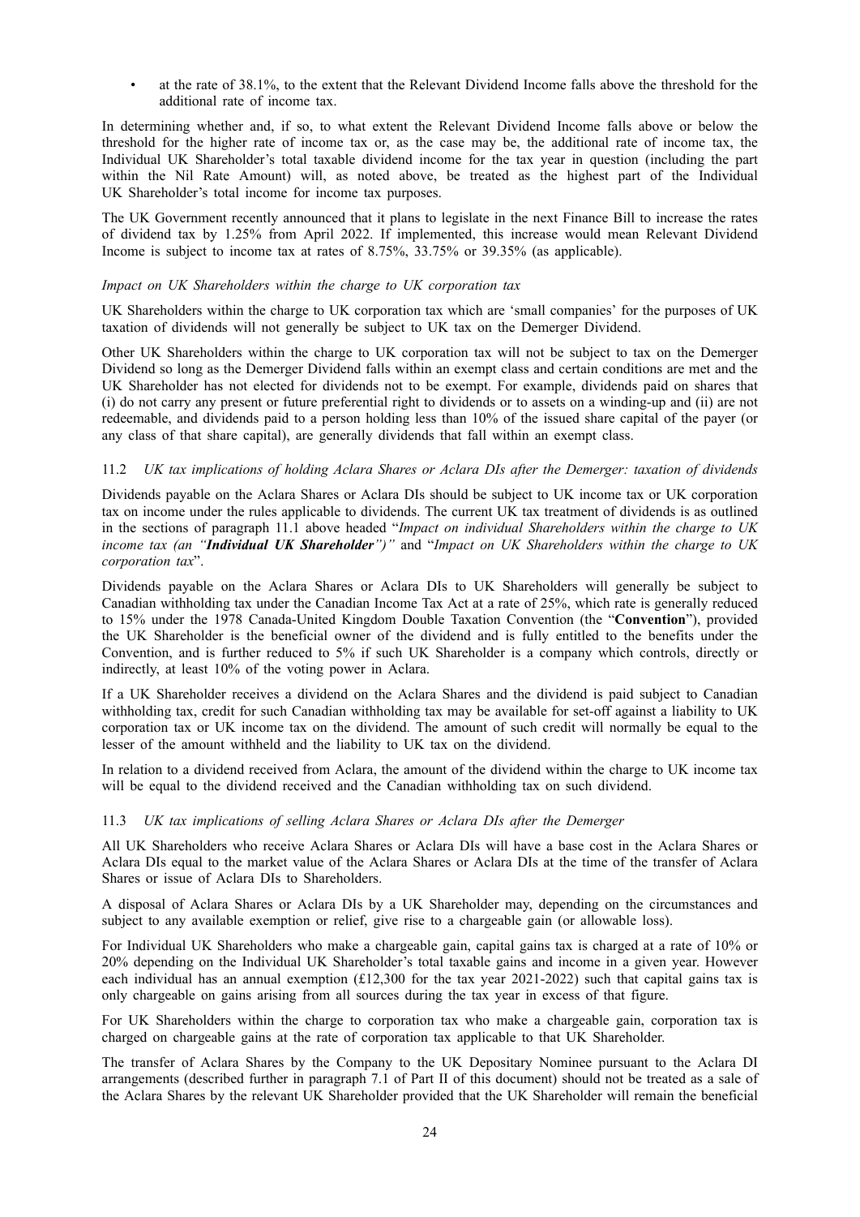- at the rate of 38.1%, to the extent that the Relevant Dividend Income falls above the threshold for the additional rate of income tax.

In determining whether and, if so, to what extent the Relevant Dividend Income falls above or below the threshold for the higher rate of income tax or, as the case may be, the additional rate of income tax, the Individual UK Shareholder's total taxable dividend income for the tax year in question (including the part within the Nil Rate Amount) will, as noted above, be treated as the highest part of the Individual UK Shareholder's total income for income tax purposes.

The UK Government recently announced that it plans to legislate in the next Finance Bill to increase the rates of dividend tax by 1.25% from April 2022. If implemented, this increase would mean Relevant Dividend Income is subject to income tax at rates of 8.75%, 33.75% or 39.35% (as applicable).

*Impact on UK Shareholders within the charge to UK corporation tax*

UK Shareholders within the charge to UK corporation tax which are 'small companies' for the purposes of UK taxation of dividends will not generally be subject to UK tax on the Demerger Dividend.

Other UK Shareholders within the charge to UK corporation tax will not be subject to tax on the Demerger Dividend so long as the Demerger Dividend falls within an exempt class and certain conditions are met and the UK Shareholder has not elected for dividends not to be exempt. For example, dividends paid on shares that (i) do not carry any present or future preferential right to dividends or to assets on a winding-up and (ii) are not redeemable, and dividends paid to a person holding less than 10% of the issued share capital of the payer (or any class of that share capital), are generally dividends that fall within an exempt class.

### 11.2 *UK tax implications of holding Aclara Shares or Aclara DIs after the Demerger: taxation of dividends*

Dividends payable on the Aclara Shares or Aclara DIs should be subject to UK income tax or UK corporation tax on income under the rules applicable to dividends. The current UK tax treatment of dividends is as outlined in the sections of paragraph 11.1 above headed "*Impact on individual Shareholders within the charge to UK income tax (an "**Individual UK Shareholder**")*" and "*Impact on UK Shareholders within the charge to UK corporation tax*".

Dividends payable on the Aclara Shares or Aclara DIs to UK Shareholders will generally be subject to Canadian withholding tax under the Canadian Income Tax Act at a rate of 25%, which rate is generally reduced to 15% under the 1978 Canada-United Kingdom Double Taxation Convention (the "**Convention**"), provided the UK Shareholder is the beneficial owner of the dividend and is fully entitled to the benefits under the Convention, and is further reduced to 5% if such UK Shareholder is a company which controls, directly or indirectly, at least 10% of the voting power in Aclara.

If a UK Shareholder receives a dividend on the Aclara Shares and the dividend is paid subject to Canadian withholding tax, credit for such Canadian withholding tax may be available for set-off against a liability to UK corporation tax or UK income tax on the dividend. The amount of such credit will normally be equal to the lesser of the amount withheld and the liability to UK tax on the dividend.

In relation to a dividend received from Aclara, the amount of the dividend within the charge to UK income tax will be equal to the dividend received and the Canadian withholding tax on such dividend.

### 11.3 *UK tax implications of selling Aclara Shares or Aclara DIs after the Demerger*

All UK Shareholders who receive Aclara Shares or Aclara DIs will have a base cost in the Aclara Shares or Aclara DIs equal to the market value of the Aclara Shares or Aclara DIs at the time of the transfer of Aclara Shares or issue of Aclara DIs to Shareholders.

A disposal of Aclara Shares or Aclara DIs by a UK Shareholder may, depending on the circumstances and subject to any available exemption or relief, give rise to a chargeable gain (or allowable loss).

For Individual UK Shareholders who make a chargeable gain, capital gains tax is charged at a rate of 10% or 20% depending on the Individual UK Shareholder's total taxable gains and income in a given year. However each individual has an annual exemption (£12,300 for the tax year 2021-2022) such that capital gains tax is only chargeable on gains arising from all sources during the tax year in excess of that figure.

For UK Shareholders within the charge to corporation tax who make a chargeable gain, corporation tax is charged on chargeable gains at the rate of corporation tax applicable to that UK Shareholder.

The transfer of Aclara Shares by the Company to the UK Depositary Nominee pursuant to the Aclara DI arrangements (described further in paragraph 7.1 of Part II of this document) should not be treated as a sale of the Aclara Shares by the relevant UK Shareholder provided that the UK Shareholder will remain the beneficial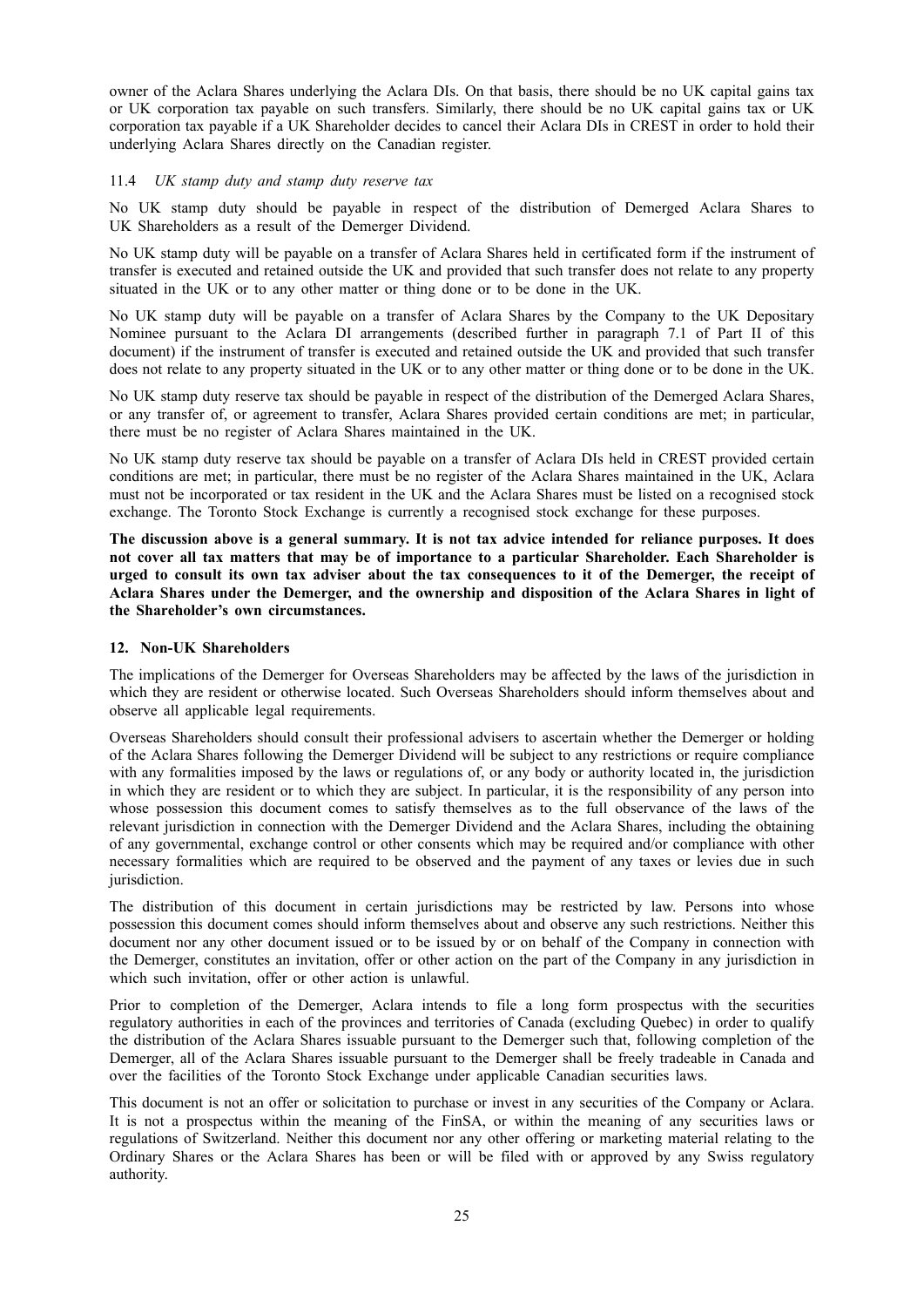owner of the Aclara Shares underlying the Aclara DIs. On that basis, there should be no UK capital gains tax or UK corporation tax payable on such transfers. Similarly, there should be no UK capital gains tax or UK corporation tax payable if a UK Shareholder decides to cancel their Aclara DIs in CREST in order to hold their underlying Aclara Shares directly on the Canadian register.

### 11.4 *UK stamp duty and stamp duty reserve tax*

No UK stamp duty should be payable in respect of the distribution of Demerged Aclara Shares to UK Shareholders as a result of the Demerger Dividend.

No UK stamp duty will be payable on a transfer of Aclara Shares held in certificated form if the instrument of transfer is executed and retained outside the UK and provided that such transfer does not relate to any property situated in the UK or to any other matter or thing done or to be done in the UK.

No UK stamp duty will be payable on a transfer of Aclara Shares by the Company to the UK Depositary Nominee pursuant to the Aclara DI arrangements (described further in paragraph 7.1 of Part II of this document) if the instrument of transfer is executed and retained outside the UK and provided that such transfer does not relate to any property situated in the UK or to any other matter or thing done or to be done in the UK.

No UK stamp duty reserve tax should be payable in respect of the distribution of the Demerged Aclara Shares, or any transfer of, or agreement to transfer, Aclara Shares provided certain conditions are met; in particular, there must be no register of Aclara Shares maintained in the UK.

No UK stamp duty reserve tax should be payable on a transfer of Aclara DIs held in CREST provided certain conditions are met; in particular, there must be no register of the Aclara Shares maintained in the UK, Aclara must not be incorporated or tax resident in the UK and the Aclara Shares must be listed on a recognised stock exchange. The Toronto Stock Exchange is currently a recognised stock exchange for these purposes.

**The discussion above is a general summary. It is not tax advice intended for reliance purposes. It does not cover all tax matters that may be of importance to a particular Shareholder. Each Shareholder is urged to consult its own tax adviser about the tax consequences to it of the Demerger, the receipt of Aclara Shares under the Demerger, and the ownership and disposition of the Aclara Shares in light of the Shareholder's own circumstances.**

## 12. Non-UK Shareholders

The implications of the Demerger for Overseas Shareholders may be affected by the laws of the jurisdiction in which they are resident or otherwise located. Such Overseas Shareholders should inform themselves about and observe all applicable legal requirements.

Overseas Shareholders should consult their professional advisers to ascertain whether the Demerger or holding of the Aclara Shares following the Demerger Dividend will be subject to any restrictions or require compliance with any formalities imposed by the laws or regulations of, or any body or authority located in, the jurisdiction in which they are resident or to which they are subject. In particular, it is the responsibility of any person into whose possession this document comes to satisfy themselves as to the full observance of the laws of the relevant jurisdiction in connection with the Demerger Dividend and the Aclara Shares, including the obtaining of any governmental, exchange control or other consents which may be required and/or compliance with other necessary formalities which are required to be observed and the payment of any taxes or levies due in such jurisdiction.

The distribution of this document in certain jurisdictions may be restricted by law. Persons into whose possession this document comes should inform themselves about and observe any such restrictions. Neither this document nor any other document issued or to be issued by or on behalf of the Company in connection with the Demerger, constitutes an invitation, offer or other action on the part of the Company in any jurisdiction in which such invitation, offer or other action is unlawful.

Prior to completion of the Demerger, Aclara intends to file a long form prospectus with the securities regulatory authorities in each of the provinces and territories of Canada (excluding Quebec) in order to qualify the distribution of the Aclara Shares issuable pursuant to the Demerger such that, following completion of the Demerger, all of the Aclara Shares issuable pursuant to the Demerger shall be freely tradeable in Canada and over the facilities of the Toronto Stock Exchange under applicable Canadian securities laws.

This document is not an offer or solicitation to purchase or invest in any securities of the Company or Aclara. It is not a prospectus within the meaning of the FinSA, or within the meaning of any securities laws or regulations of Switzerland. Neither this document nor any other offering or marketing material relating to the Ordinary Shares or the Aclara Shares has been or will be filed with or approved by any Swiss regulatory authority.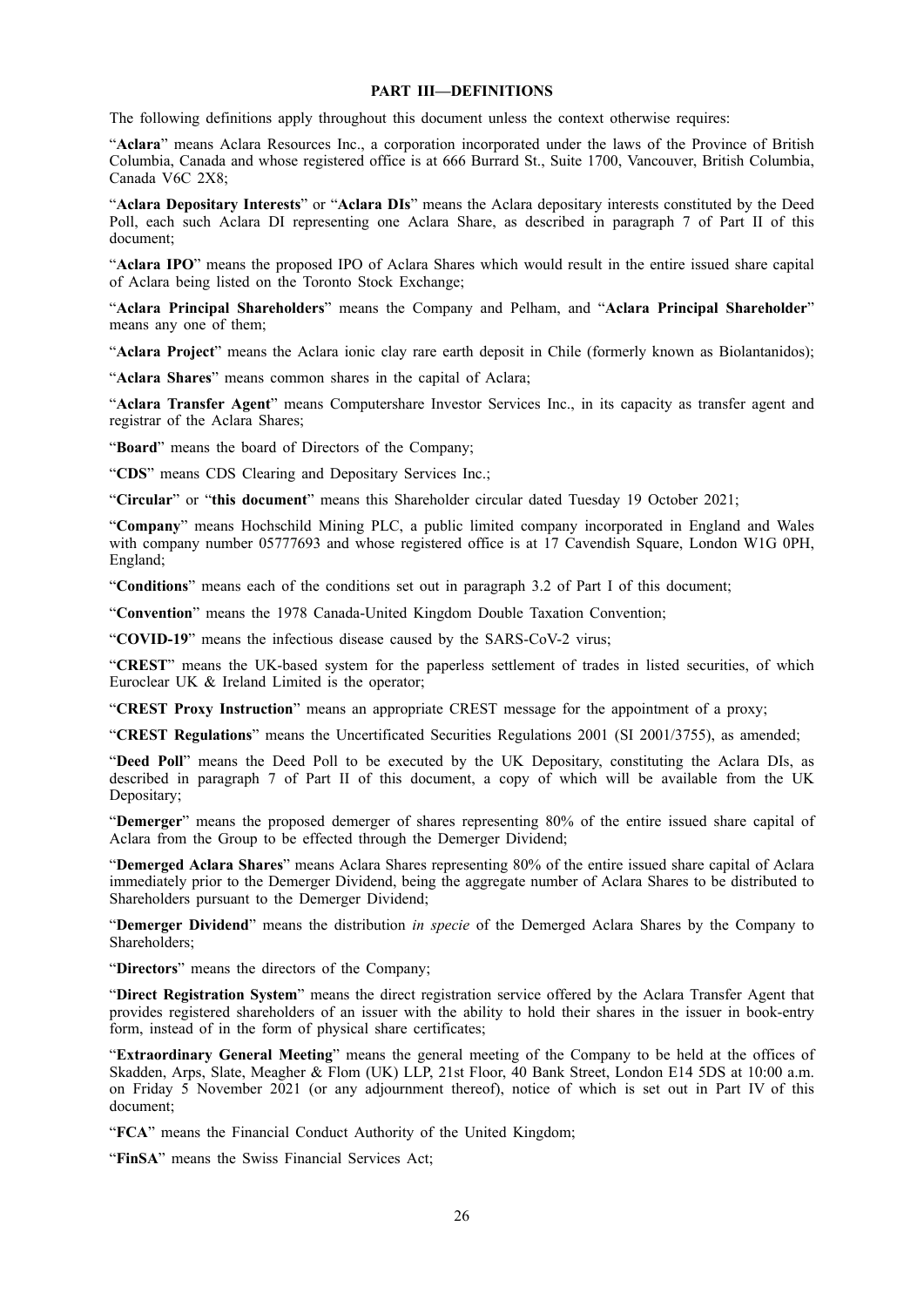## PART III—DEFINITIONS

The following definitions apply throughout this document unless the context otherwise requires:

"**Aclara**" means Aclara Resources Inc., a corporation incorporated under the laws of the Province of British Columbia, Canada and whose registered office is at 666 Burrard St., Suite 1700, Vancouver, British Columbia, Canada V6C 2X8;

"**Aclara Depositary Interests**" or "**Aclara DIs**" means the Aclara depositary interests constituted by the Deed Poll, each such Aclara DI representing one Aclara Share, as described in paragraph 7 of Part II of this document;

"**Aclara IPO**" means the proposed IPO of Aclara Shares which would result in the entire issued share capital of Aclara being listed on the Toronto Stock Exchange;

"**Aclara Principal Shareholders**" means the Company and Pelham, and "**Aclara Principal Shareholder**" means any one of them;

"**Aclara Project**" means the Aclara ionic clay rare earth deposit in Chile (formerly known as Biolantanidos);

"**Aclara Shares**" means common shares in the capital of Aclara;

"**Aclara Transfer Agent**" means Computershare Investor Services Inc., in its capacity as transfer agent and registrar of the Aclara Shares;

"**Board**" means the board of Directors of the Company;

"**CDS**" means CDS Clearing and Depositary Services Inc.;

"**Circular**" or "**this document**" means this Shareholder circular dated Tuesday 19 October 2021;

"**Company**" means Hochschild Mining PLC, a public limited company incorporated in England and Wales with company number 05777693 and whose registered office is at 17 Cavendish Square, London W1G 0PH, England;

"**Conditions**" means each of the conditions set out in paragraph 3.2 of Part I of this document;

"**Convention**" means the 1978 Canada-United Kingdom Double Taxation Convention;

"**COVID-19**" means the infectious disease caused by the SARS-CoV-2 virus;

"**CREST**" means the UK-based system for the paperless settlement of trades in listed securities, of which Euroclear UK & Ireland Limited is the operator;

"**CREST Proxy Instruction**" means an appropriate CREST message for the appointment of a proxy;

"**CREST Regulations**" means the Uncertificated Securities Regulations 2001 (SI 2001/3755), as amended;

"**Deed Poll**" means the Deed Poll to be executed by the UK Depositary, constituting the Aclara DIs, as described in paragraph 7 of Part II of this document, a copy of which will be available from the UK Depositary;

"**Demerger**" means the proposed demerger of shares representing 80% of the entire issued share capital of Aclara from the Group to be effected through the Demerger Dividend;

"**Demerged Aclara Shares**" means Aclara Shares representing 80% of the entire issued share capital of Aclara immediately prior to the Demerger Dividend, being the aggregate number of Aclara Shares to be distributed to Shareholders pursuant to the Demerger Dividend;

"**Demerger Dividend**" means the distribution *in specie* of the Demerged Aclara Shares by the Company to Shareholders;

"**Directors**" means the directors of the Company;

"**Direct Registration System**" means the direct registration service offered by the Aclara Transfer Agent that provides registered shareholders of an issuer with the ability to hold their shares in the issuer in book-entry form, instead of in the form of physical share certificates;

"**Extraordinary General Meeting**" means the general meeting of the Company to be held at the offices of Skadden, Arps, Slate, Meagher & Flom (UK) LLP, 21st Floor, 40 Bank Street, London E14 5DS at 10:00 a.m. on Friday 5 November 2021 (or any adjournment thereof), notice of which is set out in Part IV of this document;

"**FCA**" means the Financial Conduct Authority of the United Kingdom;

"**FinSA**" means the Swiss Financial Services Act;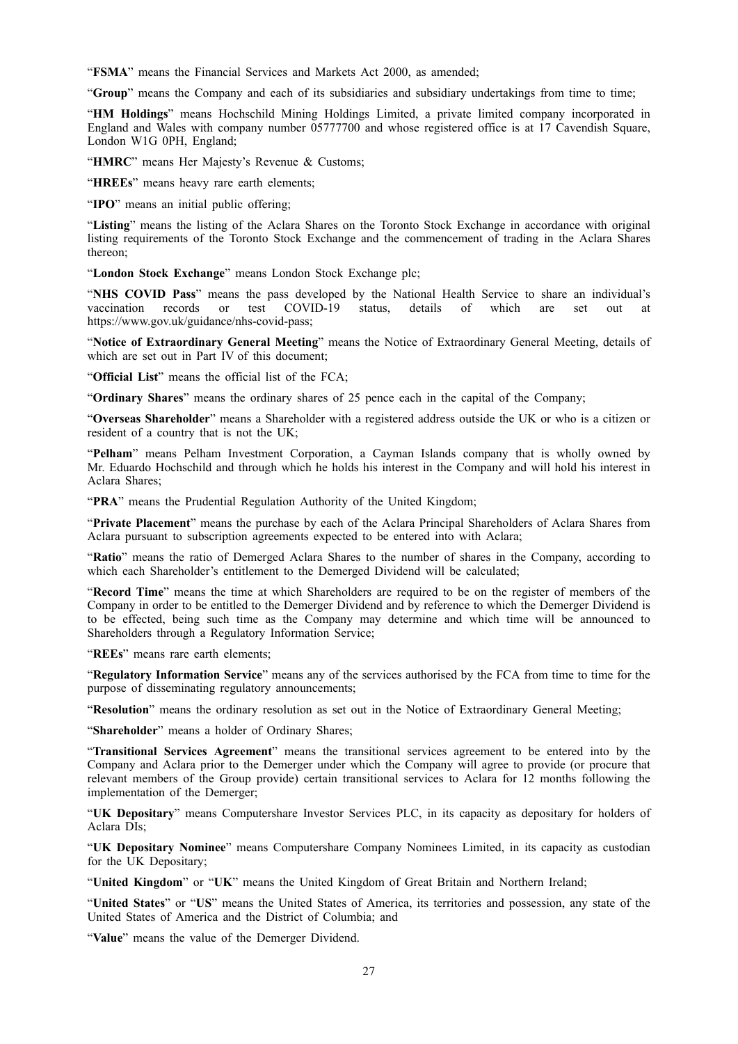"**FSMA**" means the Financial Services and Markets Act 2000, as amended;

"**Group**" means the Company and each of its subsidiaries and subsidiary undertakings from time to time;

"**HM Holdings**" means Hochschild Mining Holdings Limited, a private limited company incorporated in England and Wales with company number 05777700 and whose registered office is at 17 Cavendish Square, London W1G 0PH, England;

"**HMRC**" means Her Majesty's Revenue & Customs;

"**HREEs**" means heavy rare earth elements;

"**IPO**" means an initial public offering;

"**Listing**" means the listing of the Aclara Shares on the Toronto Stock Exchange in accordance with original listing requirements of the Toronto Stock Exchange and the commencement of trading in the Aclara Shares thereon;

"**London Stock Exchange**" means London Stock Exchange plc;

"**NHS COVID Pass**" means the pass developed by the National Health Service to share an individual's vaccination records or test COVID-19 status, details of which are set out at https://www.gov.uk/guidance/nhs-covid-pass;

"**Notice of Extraordinary General Meeting**" means the Notice of Extraordinary General Meeting, details of which are set out in Part IV of this document;

"**Official List**" means the official list of the FCA;

"**Ordinary Shares**" means the ordinary shares of 25 pence each in the capital of the Company;

"**Overseas Shareholder**" means a Shareholder with a registered address outside the UK or who is a citizen or resident of a country that is not the UK;

"**Pelham**" means Pelham Investment Corporation, a Cayman Islands company that is wholly owned by Mr. Eduardo Hochschild and through which he holds his interest in the Company and will hold his interest in Aclara Shares;

"**PRA**" means the Prudential Regulation Authority of the United Kingdom;

"**Private Placement**" means the purchase by each of the Aclara Principal Shareholders of Aclara Shares from Aclara pursuant to subscription agreements expected to be entered into with Aclara;

"**Ratio**" means the ratio of Demerged Aclara Shares to the number of shares in the Company, according to which each Shareholder's entitlement to the Demerged Dividend will be calculated;

"**Record Time**" means the time at which Shareholders are required to be on the register of members of the Company in order to be entitled to the Demerger Dividend and by reference to which the Demerger Dividend is to be effected, being such time as the Company may determine and which time will be announced to Shareholders through a Regulatory Information Service;

"**REEs**" means rare earth elements;

"**Regulatory Information Service**" means any of the services authorised by the FCA from time to time for the purpose of disseminating regulatory announcements;

"**Resolution**" means the ordinary resolution as set out in the Notice of Extraordinary General Meeting;

"**Shareholder**" means a holder of Ordinary Shares;

"**Transitional Services Agreement**" means the transitional services agreement to be entered into by the Company and Aclara prior to the Demerger under which the Company will agree to provide (or procure that relevant members of the Group provide) certain transitional services to Aclara for 12 months following the implementation of the Demerger;

"**UK Depositary**" means Computershare Investor Services PLC, in its capacity as depositary for holders of Aclara DIs;

"**UK Depositary Nominee**" means Computershare Company Nominees Limited, in its capacity as custodian for the UK Depositary;

"**United Kingdom**" or "**UK**" means the United Kingdom of Great Britain and Northern Ireland;

"**United States**" or "**US**" means the United States of America, its territories and possession, any state of the United States of America and the District of Columbia; and

"**Value**" means the value of the Demerger Dividend.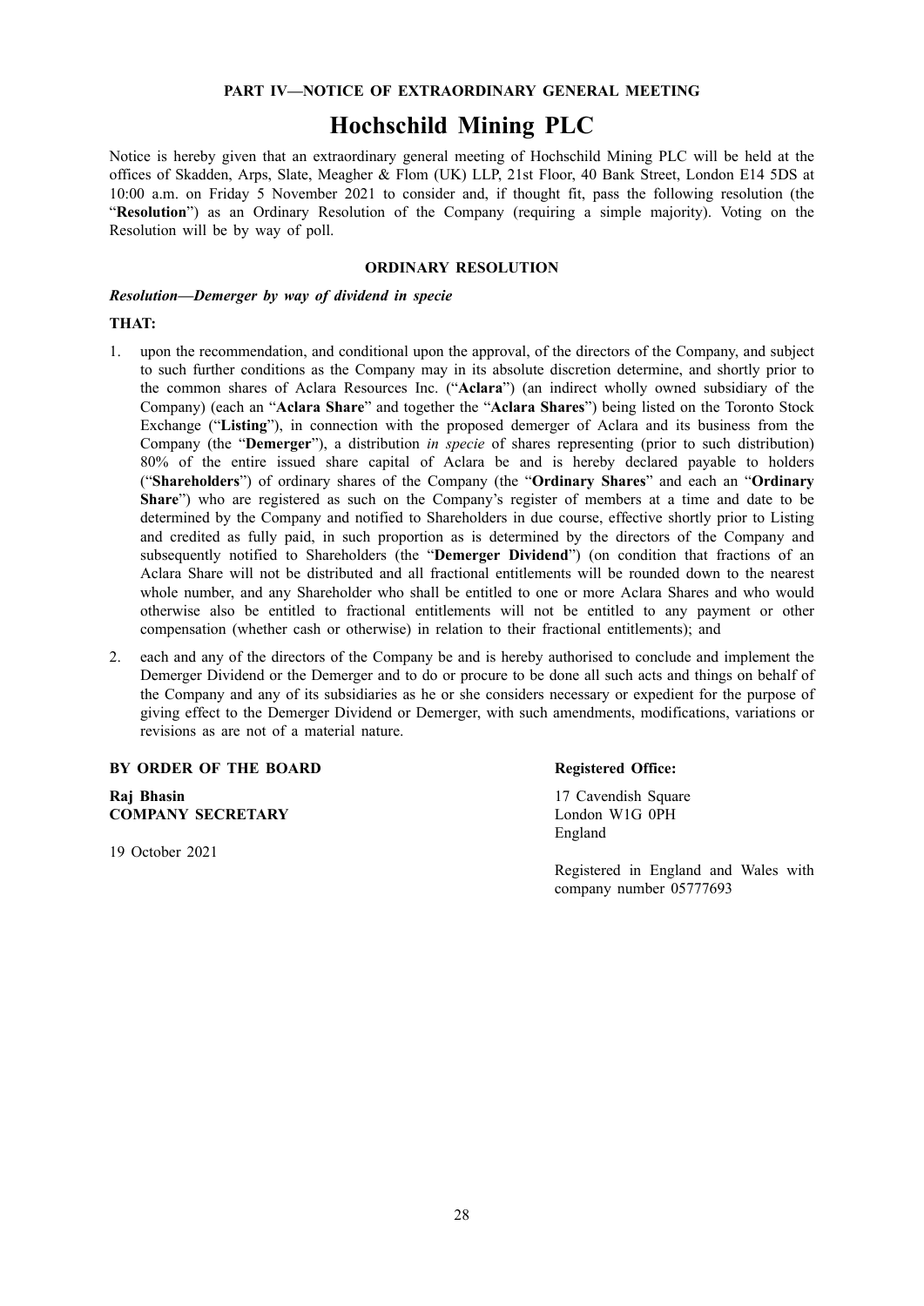**PART IV—NOTICE OF EXTRAORDINARY GENERAL MEETING**

# Hochschild Mining PLC

Notice is hereby given that an extraordinary general meeting of Hochschild Mining PLC will be held at the offices of Skadden, Arps, Slate, Meagher & Flom (UK) LLP, 21st Floor, 40 Bank Street, London E14 5DS at 10:00 a.m. on Friday 5 November 2021 to consider and, if thought fit, pass the following resolution (the "**Resolution**") as an Ordinary Resolution of the Company (requiring a simple majority). Voting on the Resolution will be by way of poll.

**ORDINARY RESOLUTION**

***Resolution—Demerger by way of dividend in specie***

**THAT:**

1. upon the recommendation, and conditional upon the approval, of the directors of the Company, and subject to such further conditions as the Company may in its absolute discretion determine, and shortly prior to the common shares of Aclara Resources Inc. ("**Aclara**") (an indirect wholly owned subsidiary of the Company) (each an "**Aclara Share**" and together the "**Aclara Shares**") being listed on the Toronto Stock Exchange ("**Listing**"), in connection with the proposed demerger of Aclara and its business from the Company (the "**Demerger**"), a distribution *in specie* of shares representing (prior to such distribution) 80% of the entire issued share capital of Aclara be and is hereby declared payable to holders ("**Shareholders**") of ordinary shares of the Company (the "**Ordinary Shares**" and each an "**Ordinary Share**") who are registered as such on the Company's register of members at a time and date to be determined by the Company and notified to Shareholders in due course, effective shortly prior to Listing and credited as fully paid, in such proportion as is determined by the directors of the Company and subsequently notified to Shareholders (the "**Demerger Dividend**") (on condition that fractions of an Aclara Share will not be distributed and all fractional entitlements will be rounded down to the nearest whole number, and any Shareholder who shall be entitled to one or more Aclara Shares and who would otherwise also be entitled to fractional entitlements will not be entitled to any payment or other compensation (whether cash or otherwise) in relation to their fractional entitlements); and

2. each and any of the directors of the Company be and is hereby authorised to conclude and implement the Demerger Dividend or the Demerger and to do or procure to be done all such acts and things on behalf of the Company and any of its subsidiaries as he or she considers necessary or expedient for the purpose of giving effect to the Demerger Dividend or Demerger, with such amendments, modifications, variations or revisions as are not of a material nature.

**BY ORDER OF THE BOARD**

**Raj Bhasin**
**COMPANY SECRETARY**

19 October 2021

**Registered Office:**

17 Cavendish Square
London W1G 0PH
England

Registered in England and Wales with company number 05777693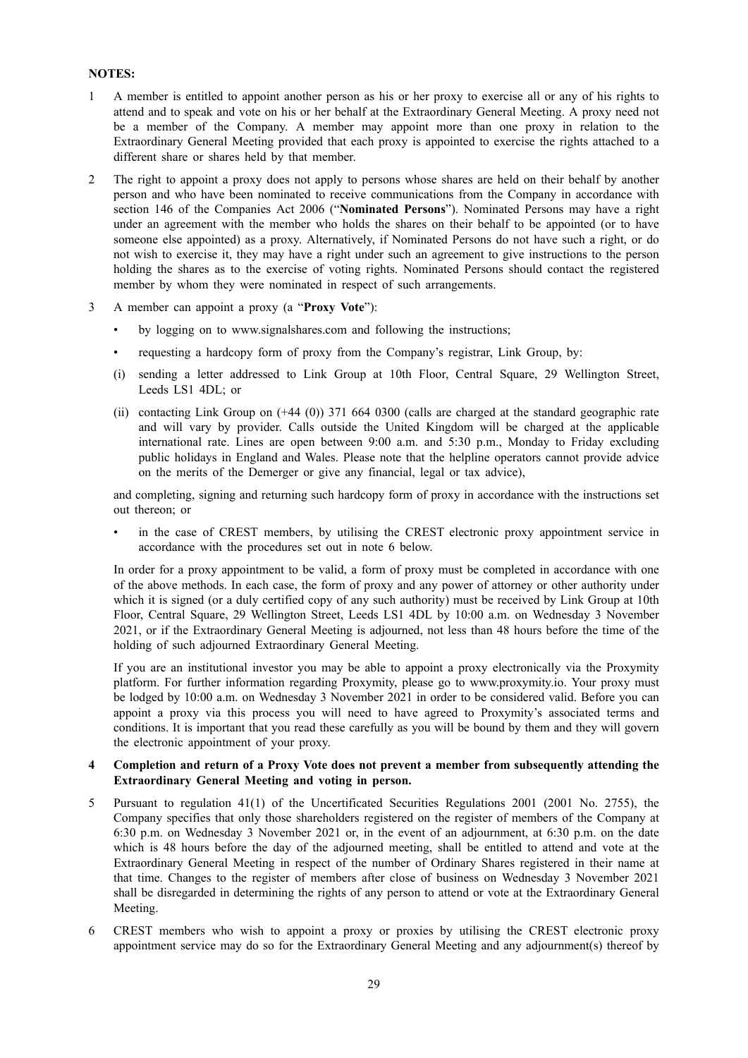**NOTES:**

1 A member is entitled to appoint another person as his or her proxy to exercise all or any of his rights to attend and to speak and vote on his or her behalf at the Extraordinary General Meeting. A proxy need not be a member of the Company. A member may appoint more than one proxy in relation to the Extraordinary General Meeting provided that each proxy is appointed to exercise the rights attached to a different share or shares held by that member.

2 The right to appoint a proxy does not apply to persons whose shares are held on their behalf by another person and who have been nominated to receive communications from the Company in accordance with section 146 of the Companies Act 2006 ("**Nominated Persons**"). Nominated Persons may have a right under an agreement with the member who holds the shares on their behalf to be appointed (or to have someone else appointed) as a proxy. Alternatively, if Nominated Persons do not have such a right, or do not wish to exercise it, they may have a right under such an agreement to give instructions to the person holding the shares as to the exercise of voting rights. Nominated Persons should contact the registered member by whom they were nominated in respect of such arrangements.

3 A member can appoint a proxy (a "**Proxy Vote**"):

- by logging on to www.signalshares.com and following the instructions;
- requesting a hardcopy form of proxy from the Company's registrar, Link Group, by:

(i) sending a letter addressed to Link Group at 10th Floor, Central Square, 29 Wellington Street, Leeds LS1 4DL; or

(ii) contacting Link Group on (+44 (0)) 371 664 0300 (calls are charged at the standard geographic rate and will vary by provider. Calls outside the United Kingdom will be charged at the applicable international rate. Lines are open between 9:00 a.m. and 5:30 p.m., Monday to Friday excluding public holidays in England and Wales. Please note that the helpline operators cannot provide advice on the merits of the Demerger or give any financial, legal or tax advice),

and completing, signing and returning such hardcopy form of proxy in accordance with the instructions set out thereon; or

- in the case of CREST members, by utilising the CREST electronic proxy appointment service in accordance with the procedures set out in note 6 below.

In order for a proxy appointment to be valid, a form of proxy must be completed in accordance with one of the above methods. In each case, the form of proxy and any power of attorney or other authority under which it is signed (or a duly certified copy of any such authority) must be received by Link Group at 10th Floor, Central Square, 29 Wellington Street, Leeds LS1 4DL by 10:00 a.m. on Wednesday 3 November 2021, or if the Extraordinary General Meeting is adjourned, not less than 48 hours before the time of the holding of such adjourned Extraordinary General Meeting.

If you are an institutional investor you may be able to appoint a proxy electronically via the Proxymity platform. For further information regarding Proxymity, please go to www.proxymity.io. Your proxy must be lodged by 10:00 a.m. on Wednesday 3 November 2021 in order to be considered valid. Before you can appoint a proxy via this process you will need to have agreed to Proxymity's associated terms and conditions. It is important that you read these carefully as you will be bound by them and they will govern the electronic appointment of your proxy.

**4 Completion and return of a Proxy Vote does not prevent a member from subsequently attending the Extraordinary General Meeting and voting in person.**

5 Pursuant to regulation 41(1) of the Uncertificated Securities Regulations 2001 (2001 No. 2755), the Company specifies that only those shareholders registered on the register of members of the Company at 6:30 p.m. on Wednesday 3 November 2021 or, in the event of an adjournment, at 6:30 p.m. on the date which is 48 hours before the day of the adjourned meeting, shall be entitled to attend and vote at the Extraordinary General Meeting in respect of the number of Ordinary Shares registered in their name at that time. Changes to the register of members after close of business on Wednesday 3 November 2021 shall be disregarded in determining the rights of any person to attend or vote at the Extraordinary General Meeting.

6 CREST members who wish to appoint a proxy or proxies by utilising the CREST electronic proxy appointment service may do so for the Extraordinary General Meeting and any adjournment(s) thereof by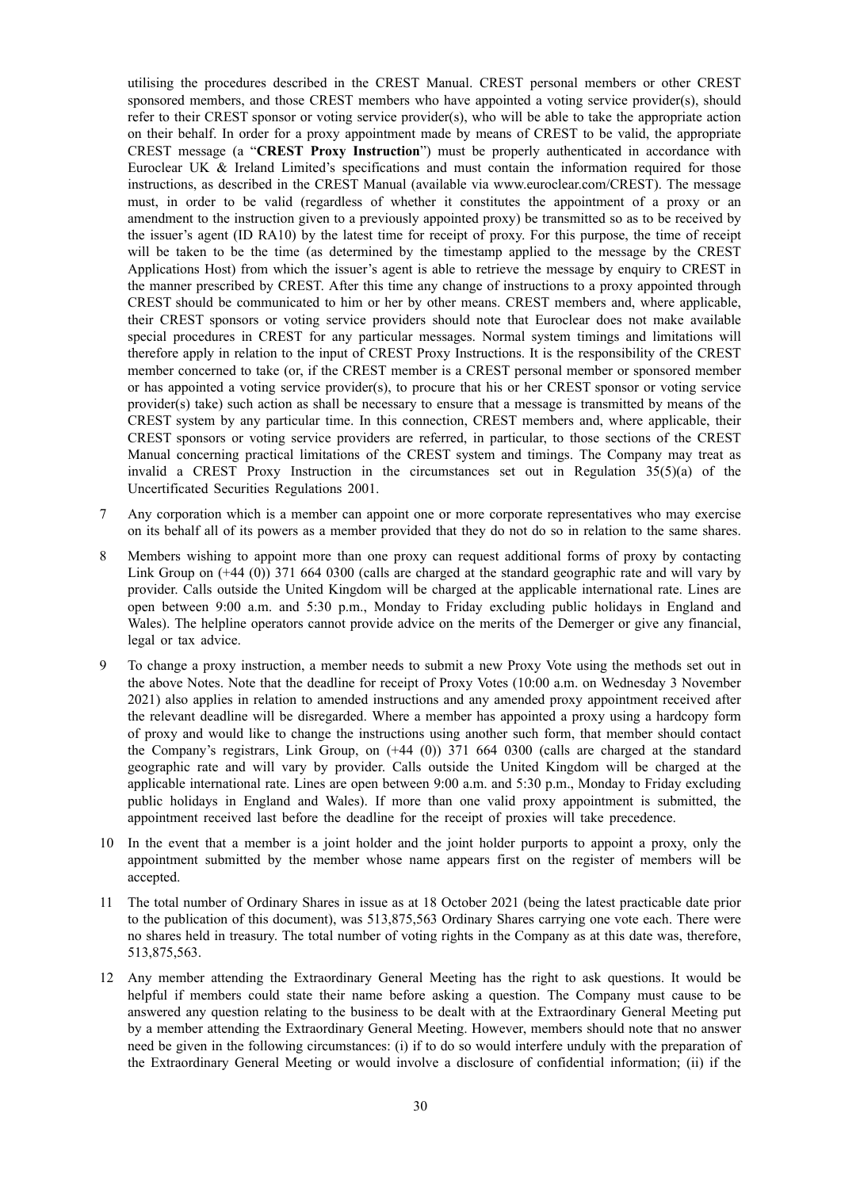utilising the procedures described in the CREST Manual. CREST personal members or other CREST sponsored members, and those CREST members who have appointed a voting service provider(s), should refer to their CREST sponsor or voting service provider(s), who will be able to take the appropriate action on their behalf. In order for a proxy appointment made by means of CREST to be valid, the appropriate CREST message (a "**CREST Proxy Instruction**") must be properly authenticated in accordance with Euroclear UK & Ireland Limited's specifications and must contain the information required for those instructions, as described in the CREST Manual (available via www.euroclear.com/CREST). The message must, in order to be valid (regardless of whether it constitutes the appointment of a proxy or an amendment to the instruction given to a previously appointed proxy) be transmitted so as to be received by the issuer's agent (ID RA10) by the latest time for receipt of proxy. For this purpose, the time of receipt will be taken to be the time (as determined by the timestamp applied to the message by the CREST Applications Host) from which the issuer's agent is able to retrieve the message by enquiry to CREST in the manner prescribed by CREST. After this time any change of instructions to a proxy appointed through CREST should be communicated to him or her by other means. CREST members and, where applicable, their CREST sponsors or voting service providers should note that Euroclear does not make available special procedures in CREST for any particular messages. Normal system timings and limitations will therefore apply in relation to the input of CREST Proxy Instructions. It is the responsibility of the CREST member concerned to take (or, if the CREST member is a CREST personal member or sponsored member or has appointed a voting service provider(s), to procure that his or her CREST sponsor or voting service provider(s) take) such action as shall be necessary to ensure that a message is transmitted by means of the CREST system by any particular time. In this connection, CREST members and, where applicable, their CREST sponsors or voting service providers are referred, in particular, to those sections of the CREST Manual concerning practical limitations of the CREST system and timings. The Company may treat as invalid a CREST Proxy Instruction in the circumstances set out in Regulation 35(5)(a) of the Uncertificated Securities Regulations 2001.

7 Any corporation which is a member can appoint one or more corporate representatives who may exercise on its behalf all of its powers as a member provided that they do not do so in relation to the same shares.

8 Members wishing to appoint more than one proxy can request additional forms of proxy by contacting Link Group on (+44 (0)) 371 664 0300 (calls are charged at the standard geographic rate and will vary by provider. Calls outside the United Kingdom will be charged at the applicable international rate. Lines are open between 9:00 a.m. and 5:30 p.m., Monday to Friday excluding public holidays in England and Wales). The helpline operators cannot provide advice on the merits of the Demerger or give any financial, legal or tax advice.

9 To change a proxy instruction, a member needs to submit a new Proxy Vote using the methods set out in the above Notes. Note that the deadline for receipt of Proxy Votes (10:00 a.m. on Wednesday 3 November 2021) also applies in relation to amended instructions and any amended proxy appointment received after the relevant deadline will be disregarded. Where a member has appointed a proxy using a hardcopy form of proxy and would like to change the instructions using another such form, that member should contact the Company's registrars, Link Group, on (+44 (0)) 371 664 0300 (calls are charged at the standard geographic rate and will vary by provider. Calls outside the United Kingdom will be charged at the applicable international rate. Lines are open between 9:00 a.m. and 5:30 p.m., Monday to Friday excluding public holidays in England and Wales). If more than one valid proxy appointment is submitted, the appointment received last before the deadline for the receipt of proxies will take precedence.

10 In the event that a member is a joint holder and the joint holder purports to appoint a proxy, only the appointment submitted by the member whose name appears first on the register of members will be accepted.

11 The total number of Ordinary Shares in issue as at 18 October 2021 (being the latest practicable date prior to the publication of this document), was 513,875,563 Ordinary Shares carrying one vote each. There were no shares held in treasury. The total number of voting rights in the Company as at this date was, therefore, 513,875,563.

12 Any member attending the Extraordinary General Meeting has the right to ask questions. It would be helpful if members could state their name before asking a question. The Company must cause to be answered any question relating to the business to be dealt with at the Extraordinary General Meeting put by a member attending the Extraordinary General Meeting. However, members should note that no answer need be given in the following circumstances: (i) if to do so would interfere unduly with the preparation of the Extraordinary General Meeting or would involve a disclosure of confidential information; (ii) if the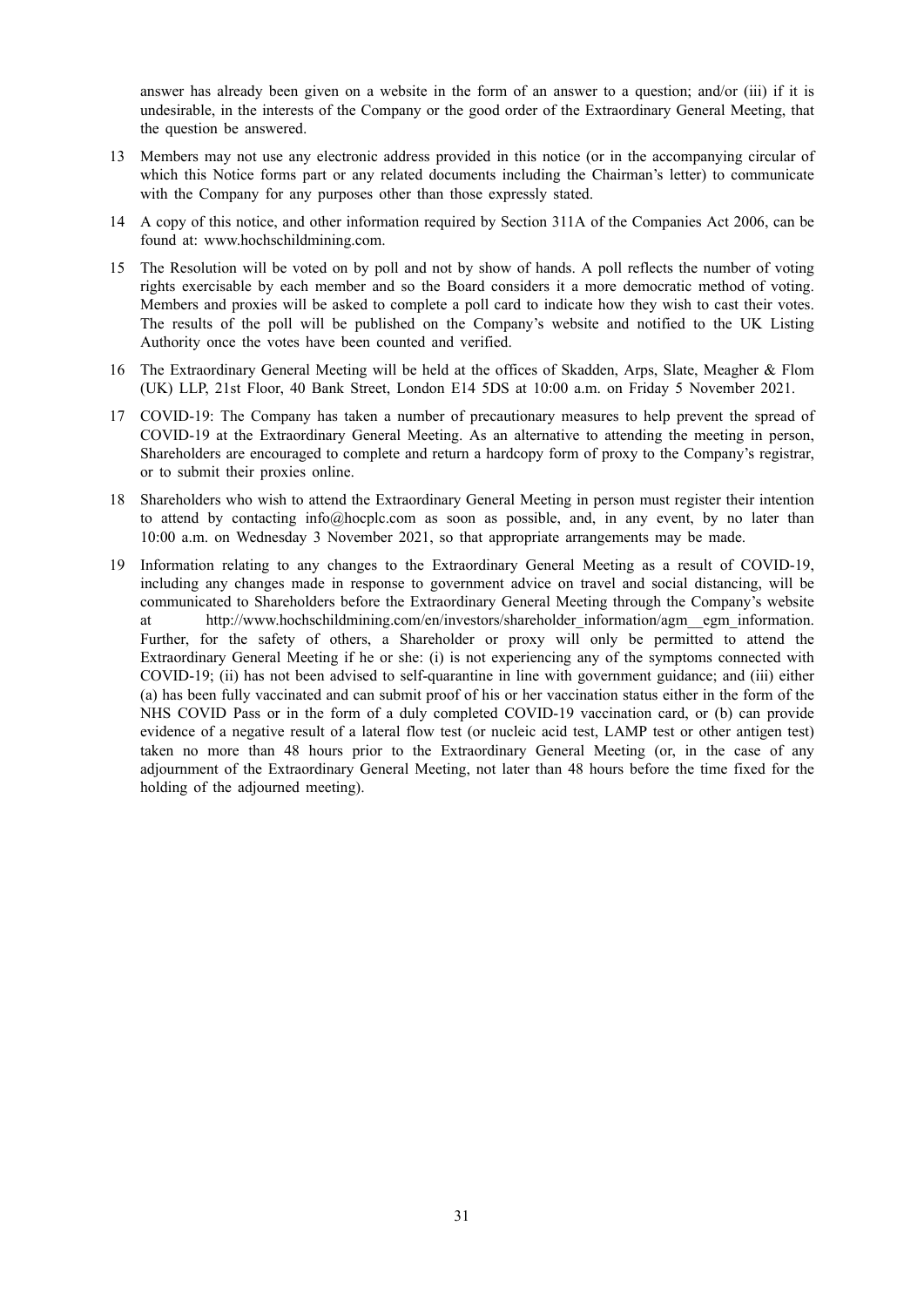answer has already been given on a website in the form of an answer to a question; and/or (iii) if it is undesirable, in the interests of the Company or the good order of the Extraordinary General Meeting, that the question be answered.

13 Members may not use any electronic address provided in this notice (or in the accompanying circular of which this Notice forms part or any related documents including the Chairman's letter) to communicate with the Company for any purposes other than those expressly stated.

14 A copy of this notice, and other information required by Section 311A of the Companies Act 2006, can be found at: www.hochschildmining.com.

15 The Resolution will be voted on by poll and not by show of hands. A poll reflects the number of voting rights exercisable by each member and so the Board considers it a more democratic method of voting. Members and proxies will be asked to complete a poll card to indicate how they wish to cast their votes. The results of the poll will be published on the Company's website and notified to the UK Listing Authority once the votes have been counted and verified.

16 The Extraordinary General Meeting will be held at the offices of Skadden, Arps, Slate, Meagher & Flom (UK) LLP, 21st Floor, 40 Bank Street, London E14 5DS at 10:00 a.m. on Friday 5 November 2021.

17 COVID-19: The Company has taken a number of precautionary measures to help prevent the spread of COVID-19 at the Extraordinary General Meeting. As an alternative to attending the meeting in person, Shareholders are encouraged to complete and return a hardcopy form of proxy to the Company's registrar, or to submit their proxies online.

18 Shareholders who wish to attend the Extraordinary General Meeting in person must register their intention to attend by contacting info@hocplc.com as soon as possible, and, in any event, by no later than 10:00 a.m. on Wednesday 3 November 2021, so that appropriate arrangements may be made.

19 Information relating to any changes to the Extraordinary General Meeting as a result of COVID-19, including any changes made in response to government advice on travel and social distancing, will be communicated to Shareholders before the Extraordinary General Meeting through the Company's website at http://www.hochschildmining.com/en/investors/shareholder_information/agm__egm_information. Further, for the safety of others, a Shareholder or proxy will only be permitted to attend the Extraordinary General Meeting if he or she: (i) is not experiencing any of the symptoms connected with COVID-19; (ii) has not been advised to self-quarantine in line with government guidance; and (iii) either (a) has been fully vaccinated and can submit proof of his or her vaccination status either in the form of the NHS COVID Pass or in the form of a duly completed COVID-19 vaccination card, or (b) can provide evidence of a negative result of a lateral flow test (or nucleic acid test, LAMP test or other antigen test) taken no more than 48 hours prior to the Extraordinary General Meeting (or, in the case of any adjournment of the Extraordinary General Meeting, not later than 48 hours before the time fixed for the holding of the adjourned meeting).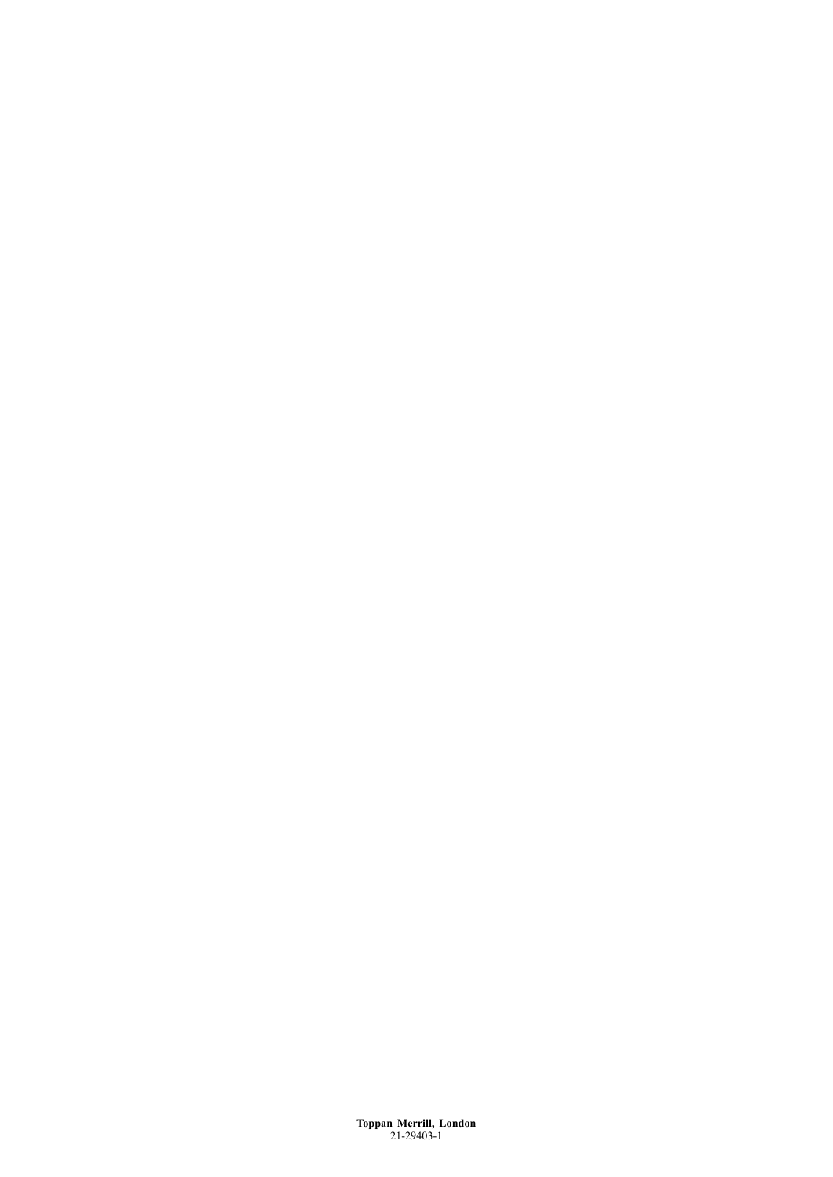**Toppan Merrill, London**
21-29403-1